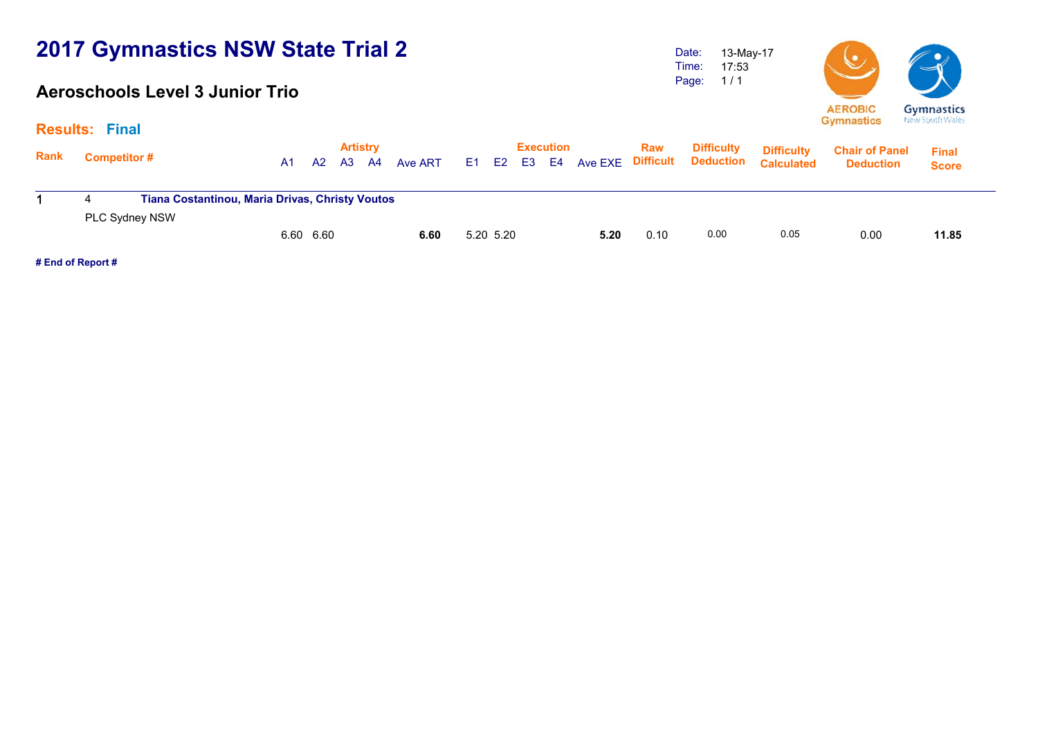# 2017 Gymnastics NSW State Trial 2

## Aeroschools Level 3 Junior Trio

Date: 13-May-17
Time: 17:53

**Results: Final**

| Rank | Competitor # | | A1 | A2 | A3 | A4 | Ave ART | E1 | E2 | E3 | E4 | Ave EXE | Raw Difficult | Difficulty Deduction | Difficulty Calculated | Chair of Panel Deduction | Final Score |
|---|---|---|---|---|---|---|---|---|---|---|---|---|---|---|---|---|---|
| | | | Artistry | | | | | Execution | | | | | | | | | |
| 1 | 4 | **Tiana Costantinou, Maria Drivas, Christy Voutos** | | | | | | | | | | | | | | | |
| | PLC Sydney NSW | | 6.60 | 6.60 | | | **6.60** | 5.20 | 5.20 | | | **5.20** | 0.10 | 0.00 | 0.05 | 0.00 | **11.85** |

**# End of Report #**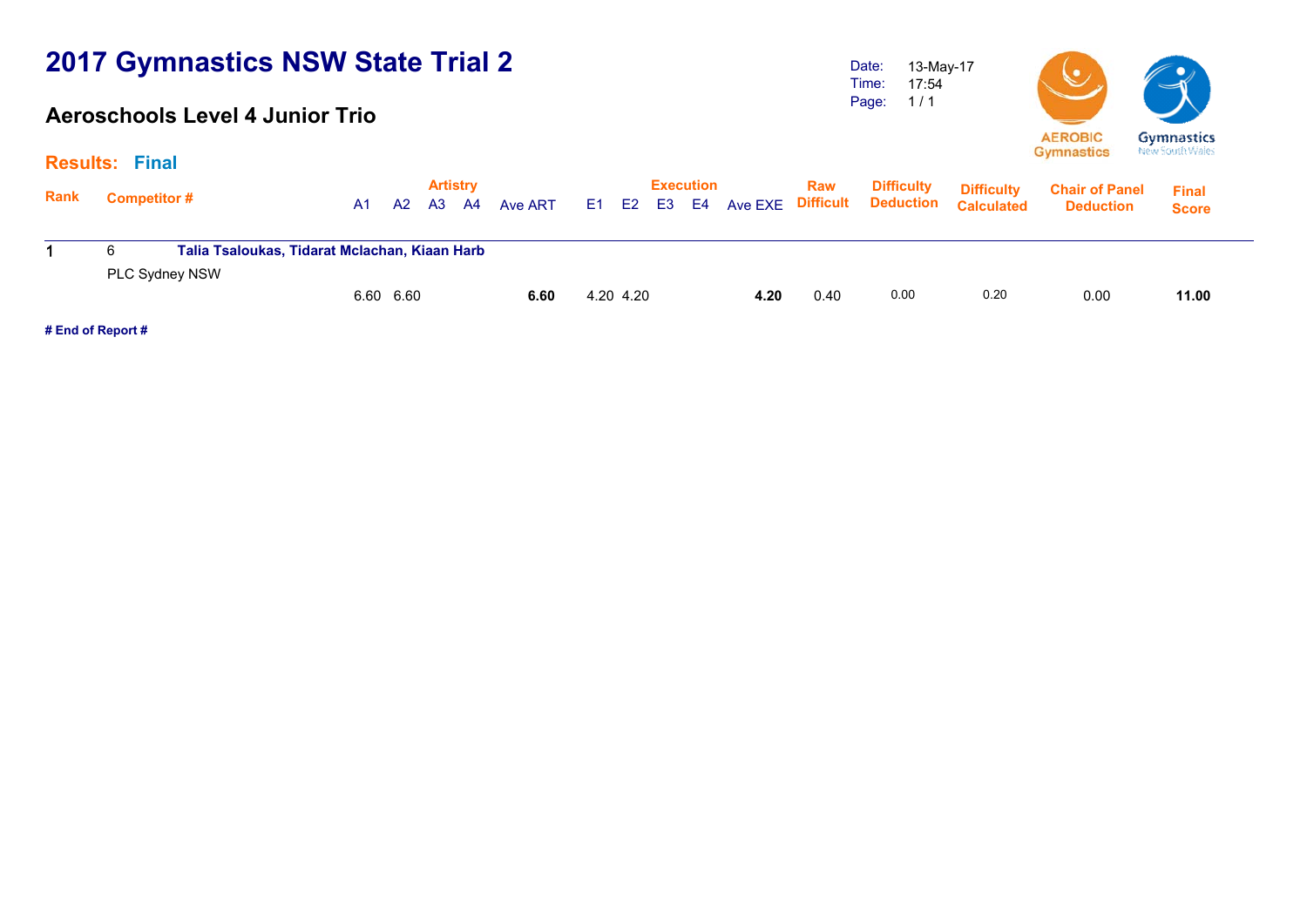# 2017 Gymnastics NSW State Trial 2

## Aeroschools Level 4 Junior Trio

Date: 13-May-17
Time: 17:54
Page: 1 / 1

**Results: Final**

| Rank | Competitor # | A1 | A2 | A3 | A4 | Ave ART | E1 | E2 | E3 | E4 | Ave EXE | Raw Difficult | Difficulty Deduction | Difficulty Calculated | Chair of Panel Deduction | Final Score |
|---|---|---|---|---|---|---|---|---|---|---|---|---|---|---|---|---|
| 1 | 6 **Talia Tsaloukas, Tidarat Mclachan, Kiaan Harb** PLC Sydney NSW | 6.60 | 6.60 | | | **6.60** | 4.20 | 4.20 | | | **4.20** | 0.40 | 0.00 | 0.20 | 0.00 | **11.00** |

**# End of Report #**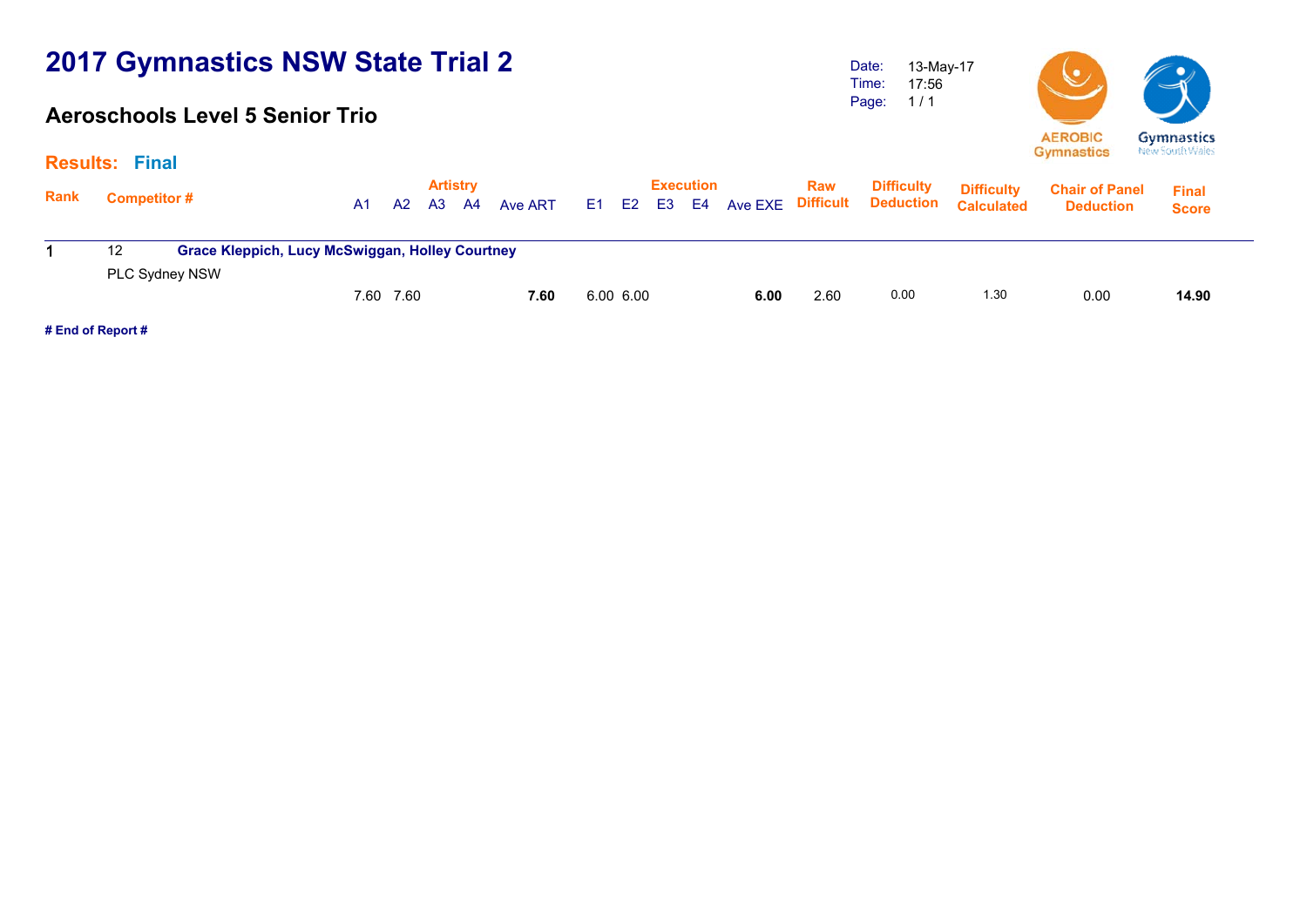# 2017 Gymnastics NSW State Trial 2

## Aeroschools Level 5 Senior Trio

Date: 13-May-17
Time: 17:56
Page: 1 / 1

**Results: Final**

| Rank | Competitor # | Artistry A1 | A2 | A3 | A4 | Ave ART | Execution E1 | E2 | E3 | E4 | Ave EXE | Raw Difficult | Difficulty Deduction | Difficulty Calculated | Chair of Panel Deduction | Final Score |
|---|---|---|---|---|---|---|---|---|---|---|---|---|---|---|---|---|
| 1 | 12 **Grace Kleppich, Lucy McSwiggan, Holley Courtney** PLC Sydney NSW | 7.60 | 7.60 | | | **7.60** | 6.00 | 6.00 | | | **6.00** | 2.60 | 0.00 | 1.30 | 0.00 | **14.90** |

**# End of Report #**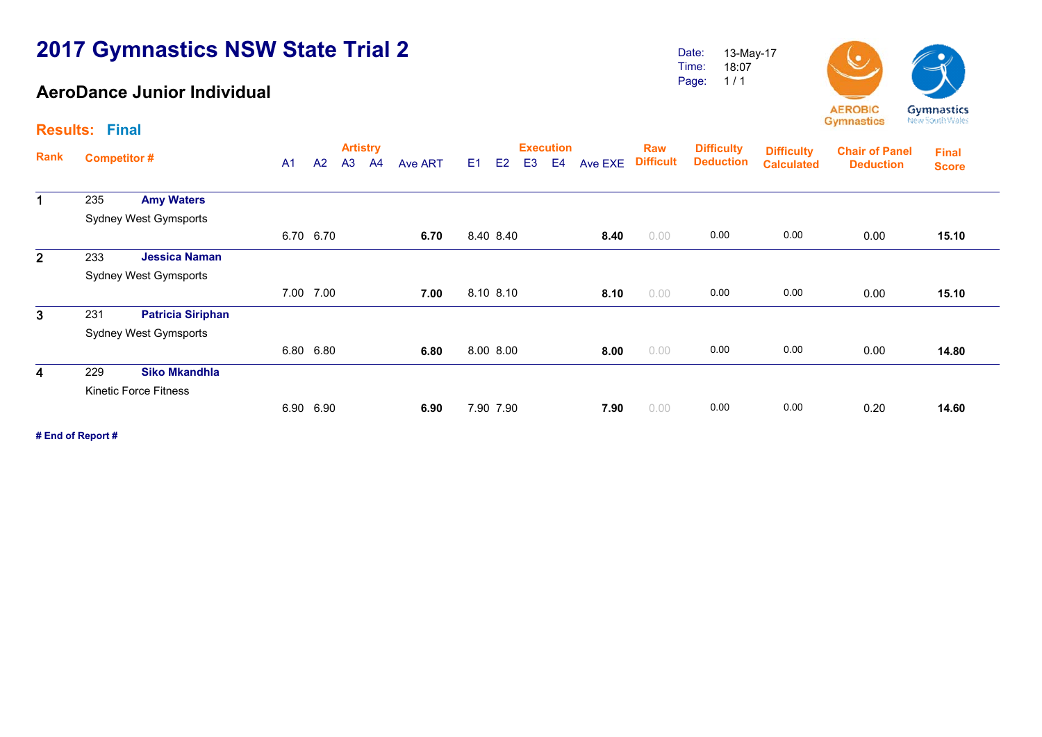# 2017 Gymnastics NSW State Trial 2

## AeroDance Junior Individual

Date: 13-May-17
Time: 18:07

**Results: Final**

| Rank | Competitor # | | A1 | A2 | A3 | A4 | Ave ART | E1 | E2 | E3 | E4 | Ave EXE | Raw Difficult | Difficulty Deduction | Difficulty Calculated | Chair of Panel Deduction | Final Score |
|---|---|---|---|---|---|---|---|---|---|---|---|---|---|---|---|---|---|
| 1 | 235 | **Amy Waters** Sydney West Gymsports | 6.70 | 6.70 | | | **6.70** | 8.40 | 8.40 | | | **8.40** | 0.00 | 0.00 | 0.00 | 0.00 | **15.10** |
| 2 | 233 | **Jessica Naman** Sydney West Gymsports | 7.00 | 7.00 | | | **7.00** | 8.10 | 8.10 | | | **8.10** | 0.00 | 0.00 | 0.00 | 0.00 | **15.10** |
| 3 | 231 | **Patricia Siriphan** Sydney West Gymsports | 6.80 | 6.80 | | | **6.80** | 8.00 | 8.00 | | | **8.00** | 0.00 | 0.00 | 0.00 | 0.00 | **14.80** |
| 4 | 229 | **Siko Mkandhla** Kinetic Force Fitness | 6.90 | 6.90 | | | **6.90** | 7.90 | 7.90 | | | **7.90** | 0.00 | 0.00 | 0.00 | 0.20 | **14.60** |

**# End of Report #**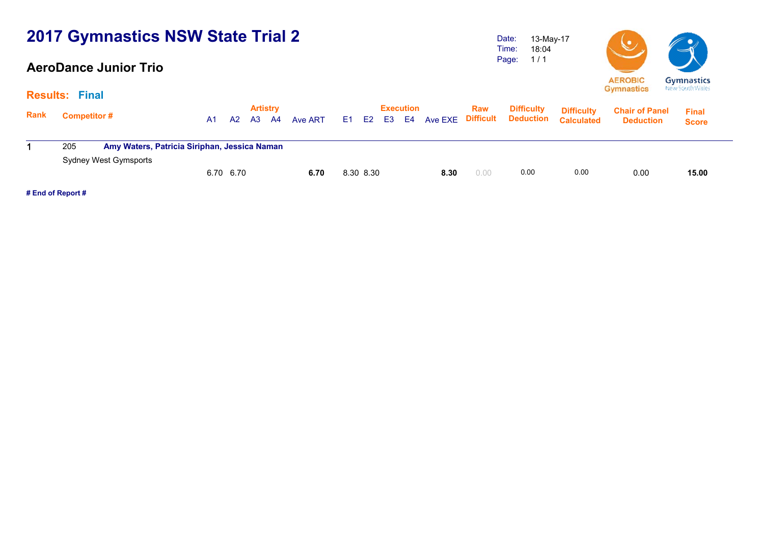# 2017 Gymnastics NSW State Trial 2

## AeroDance Junior Trio

Date: 13-May-17
Time: 18:04
Page: 1 / 1

**Results: Final**

| Rank | Competitor # | | Artistry A1 | A2 | A3 | A4 | Ave ART | Execution E1 | E2 | E3 | E4 | Ave EXE | Raw Difficult | Difficulty Deduction | Difficulty Calculated | Chair of Panel Deduction | Final Score |
|---|---|---|---|---|---|---|---|---|---|---|---|---|---|---|---|---|---|
| 1 | 205 | **Amy Waters, Patricia Siriphan, Jessica Naman** Sydney West Gymsports | 6.70 | 6.70 | | | **6.70** | 8.30 | 8.30 | | | **8.30** | 0.00 | 0.00 | 0.00 | 0.00 | **15.00** |

**# End of Report #**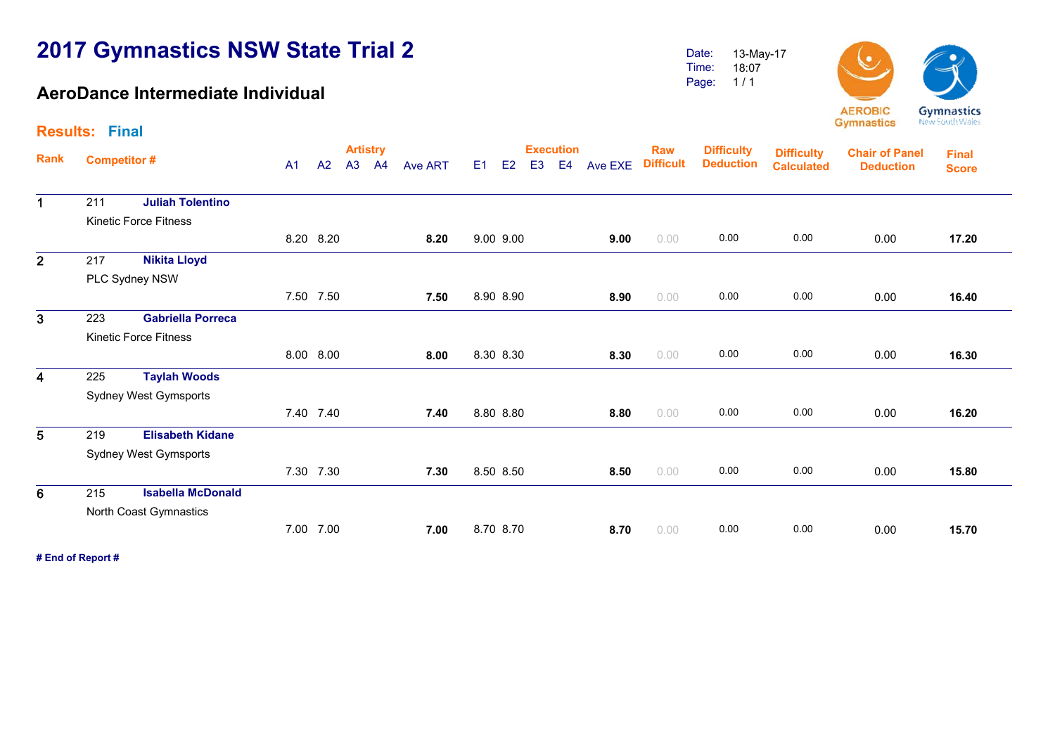# 2017 Gymnastics NSW State Trial 2

Date: 13-May-17
Time: 18:07
Page: 1 / 1

## AeroDance Intermediate Individual

**Results: Final**

| Rank | Competitor # | | Artistry A1 | A2 | A3 | A4 | Ave ART | Execution E1 | E2 | E3 | E4 | Ave EXE | Raw Difficult | Difficulty Deduction | Difficulty Calculated | Chair of Panel Deduction | Final Score |
|---|---|---|---|---|---|---|---|---|---|---|---|---|---|---|---|---|---|
| 1 | 211 | **Juliah Tolentino** Kinetic Force Fitness | 8.20 | 8.20 | | | **8.20** | 9.00 | 9.00 | | | **9.00** | 0.00 | 0.00 | 0.00 | 0.00 | **17.20** |
| 2 | 217 | **Nikita Lloyd** PLC Sydney NSW | 7.50 | 7.50 | | | **7.50** | 8.90 | 8.90 | | | **8.90** | 0.00 | 0.00 | 0.00 | 0.00 | **16.40** |
| 3 | 223 | **Gabriella Porreca** Kinetic Force Fitness | 8.00 | 8.00 | | | **8.00** | 8.30 | 8.30 | | | **8.30** | 0.00 | 0.00 | 0.00 | 0.00 | **16.30** |
| 4 | 225 | **Taylah Woods** Sydney West Gymsports | 7.40 | 7.40 | | | **7.40** | 8.80 | 8.80 | | | **8.80** | 0.00 | 0.00 | 0.00 | 0.00 | **16.20** |
| 5 | 219 | **Elisabeth Kidane** Sydney West Gymsports | 7.30 | 7.30 | | | **7.30** | 8.50 | 8.50 | | | **8.50** | 0.00 | 0.00 | 0.00 | 0.00 | **15.80** |
| 6 | 215 | **Isabella McDonald** North Coast Gymnastics | 7.00 | 7.00 | | | **7.00** | 8.70 | 8.70 | | | **8.70** | 0.00 | 0.00 | 0.00 | 0.00 | **15.70** |

**# End of Report #**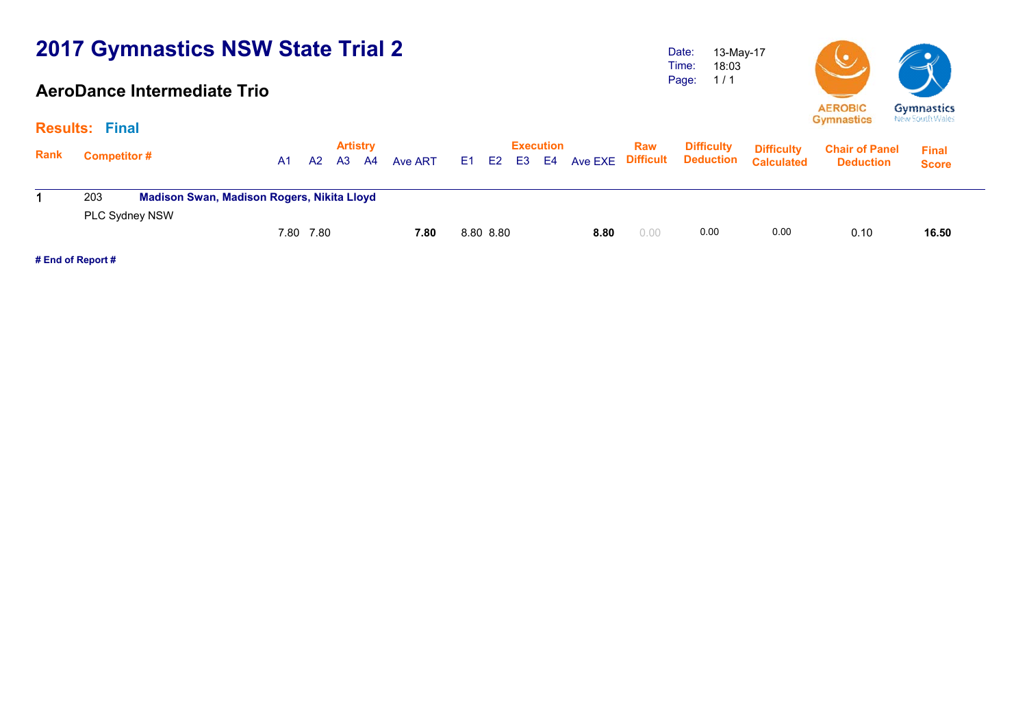# 2017 Gymnastics NSW State Trial 2

## AeroDance Intermediate Trio

Date: 13-May-17
Time: 18:03
Page: 1 / 1

AEROBIC Gymnastics

Gymnastics New South Wales

**Results: Final**

| Rank | Competitor # | | Artistry A1 | A2 | A3 | A4 | Ave ART | Execution E1 | E2 | E3 | E4 | Ave EXE | Raw Difficult | Difficulty Deduction | Difficulty Calculated | Chair of Panel Deduction | Final Score |
|---|---|---|---|---|---|---|---|---|---|---|---|---|---|---|---|---|---|
| 1 | 203 | **Madison Swan, Madison Rogers, Nikita Lloyd** | | | | | | | | | | | | | | | |
| | PLC Sydney NSW | | | | | | | | | | | | | | | | |
| | | | 7.80 | 7.80 | | | **7.80** | 8.80 | 8.80 | | | **8.80** | 0.00 | 0.00 | 0.00 | 0.10 | **16.50** |

**# End of Report #**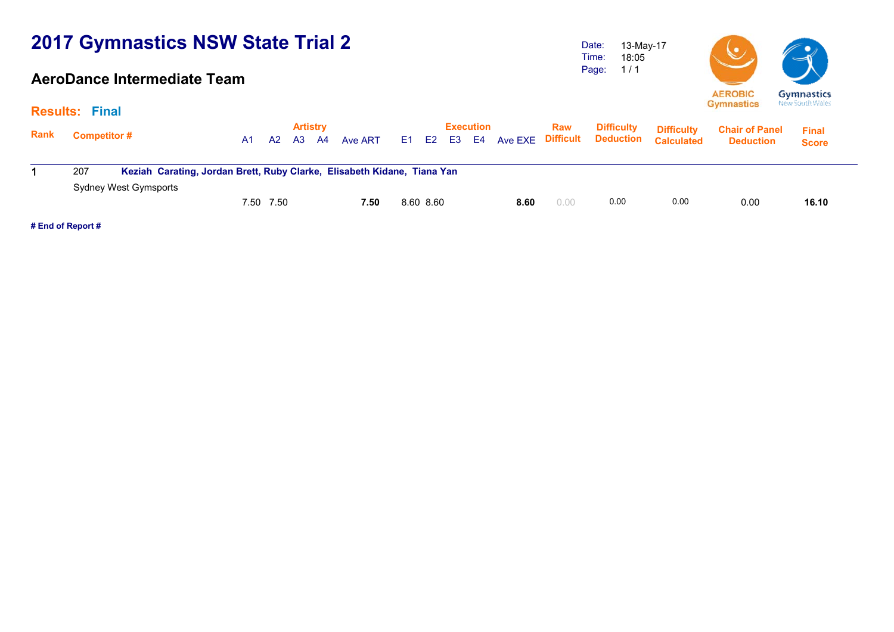# 2017 Gymnastics NSW State Trial 2

## AeroDance Intermediate Team

Date: 13-May-17
Time: 18:05
Page: 1 / 1

**Results: Final**

| Rank | Competitor # | Artistry A1 | A2 | A3 | A4 | Ave ART | Execution E1 | E2 | E3 | E4 | Ave EXE | Raw Difficult | Difficulty Deduction | Difficulty Calculated | Chair of Panel Deduction | Final Score |
|---|---|---|---|---|---|---|---|---|---|---|---|---|---|---|---|---|
| 1 | 207 **Keziah Carating, Jordan Brett, Ruby Clarke, Elisabeth Kidane, Tiana Yan** Sydney West Gymsports | 7.50 | 7.50 | | | **7.50** | 8.60 | 8.60 | | | **8.60** | 0.00 | 0.00 | 0.00 | 0.00 | **16.10** |

**# End of Report #**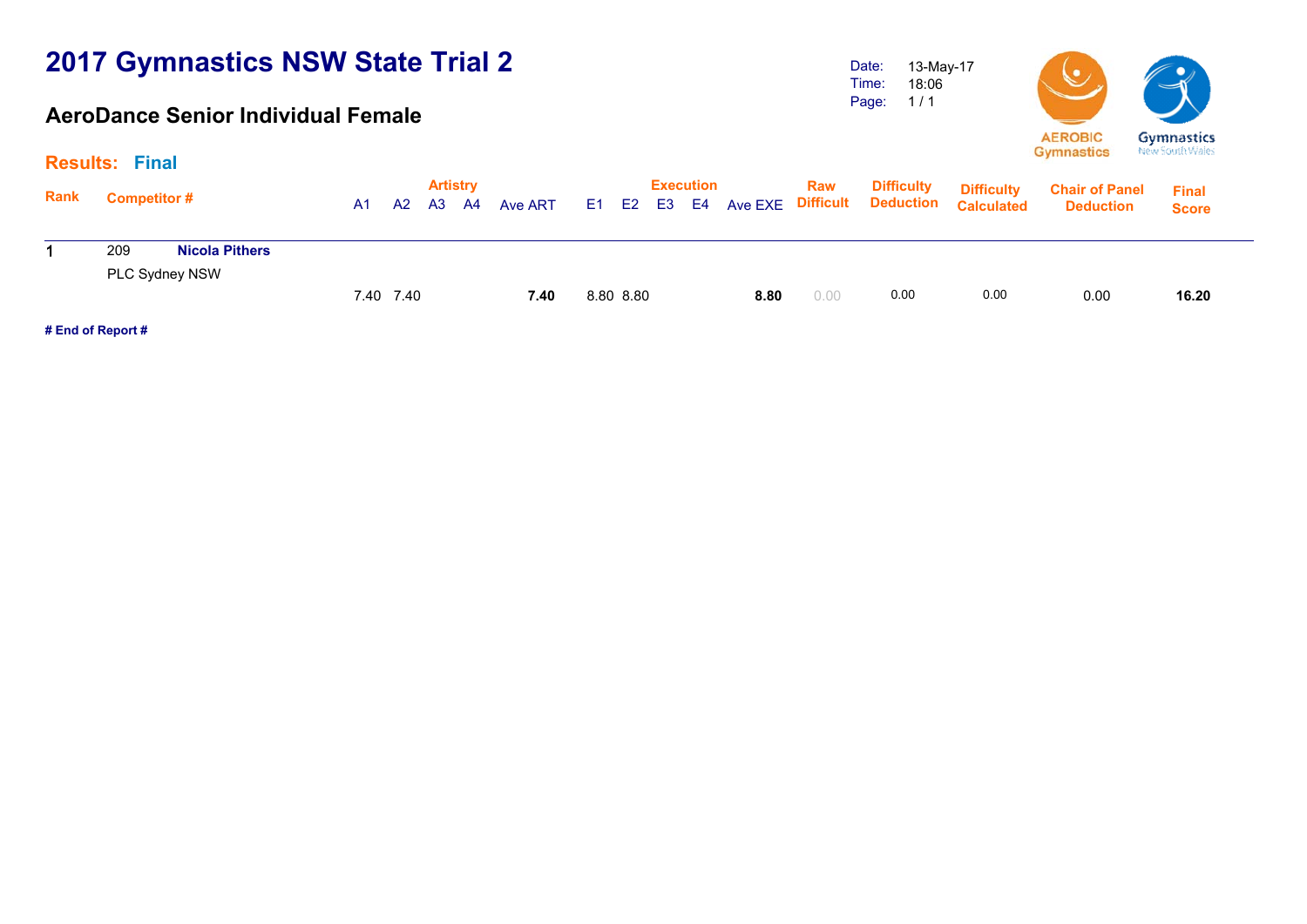# 2017 Gymnastics NSW State Trial 2

## AeroDance Senior Individual Female

Date: 13-May-17
Time: 18:06
Page: 1 / 1

**Results: Final**

| Rank | Competitor # | | Artistry A1 | A2 | A3 | A4 | Ave ART | Execution E1 | E2 | E3 | E4 | Ave EXE | Raw Difficult | Difficulty Deduction | Difficulty Calculated | Chair of Panel Deduction | Final Score |
|---|---|---|---|---|---|---|---|---|---|---|---|---|---|---|---|---|---|
| 1 | 209 | **Nicola Pithers** PLC Sydney NSW | 7.40 | 7.40 | | | **7.40** | 8.80 | 8.80 | | | **8.80** | 0.00 | 0.00 | 0.00 | 0.00 | **16.20** |

**# End of Report #**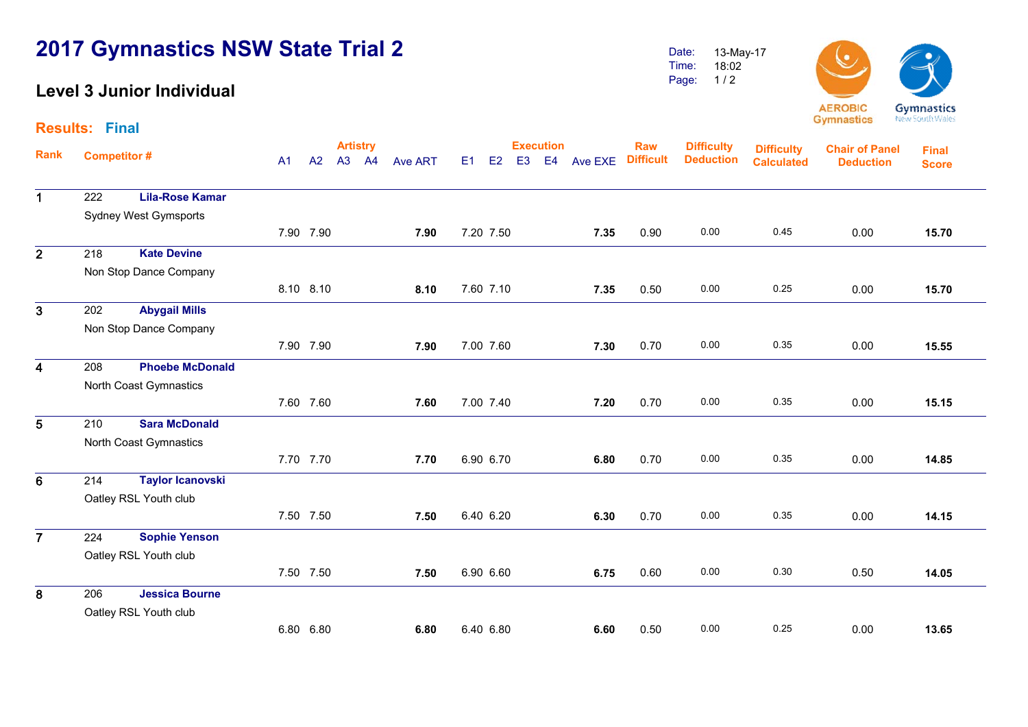# 2017 Gymnastics NSW State Trial 2

## Level 3 Junior Individual

Date: 13-May-17
Time: 18:02

**Results: Final**

| Rank | Competitor # | | A1 | A2 | A3 | A4 | Ave ART | E1 | E2 | E3 | E4 | Ave EXE | Raw Difficult | Difficulty Deduction | Difficulty Calculated | Chair of Panel Deduction | Final Score |
|---|---|---|---|---|---|---|---|---|---|---|---|---|---|---|---|---|---|
| | | | | | Artistry | | | | | Execution | | | | | | | |
| 1 | 222 | **Lila-Rose Kamar**<br>Sydney West Gymsports | 7.90 | 7.90 | | | **7.90** | 7.20 | 7.50 | | | **7.35** | 0.90 | 0.00 | 0.45 | 0.00 | **15.70** |
| 2 | 218 | **Kate Devine**<br>Non Stop Dance Company | 8.10 | 8.10 | | | **8.10** | 7.60 | 7.10 | | | **7.35** | 0.50 | 0.00 | 0.25 | 0.00 | **15.70** |
| 3 | 202 | **Abygail Mills**<br>Non Stop Dance Company | 7.90 | 7.90 | | | **7.90** | 7.00 | 7.60 | | | **7.30** | 0.70 | 0.00 | 0.35 | 0.00 | **15.55** |
| 4 | 208 | **Phoebe McDonald**<br>North Coast Gymnastics | 7.60 | 7.60 | | | **7.60** | 7.00 | 7.40 | | | **7.20** | 0.70 | 0.00 | 0.35 | 0.00 | **15.15** |
| 5 | 210 | **Sara McDonald**<br>North Coast Gymnastics | 7.70 | 7.70 | | | **7.70** | 6.90 | 6.70 | | | **6.80** | 0.70 | 0.00 | 0.35 | 0.00 | **14.85** |
| 6 | 214 | **Taylor Icanovski**<br>Oatley RSL Youth club | 7.50 | 7.50 | | | **7.50** | 6.40 | 6.20 | | | **6.30** | 0.70 | 0.00 | 0.35 | 0.00 | **14.15** |
| 7 | 224 | **Sophie Yenson**<br>Oatley RSL Youth club | 7.50 | 7.50 | | | **7.50** | 6.90 | 6.60 | | | **6.75** | 0.60 | 0.00 | 0.30 | 0.50 | **14.05** |
| 8 | 206 | **Jessica Bourne**<br>Oatley RSL Youth club | 6.80 | 6.80 | | | **6.80** | 6.40 | 6.80 | | | **6.60** | 0.50 | 0.00 | 0.25 | 0.00 | **13.65** |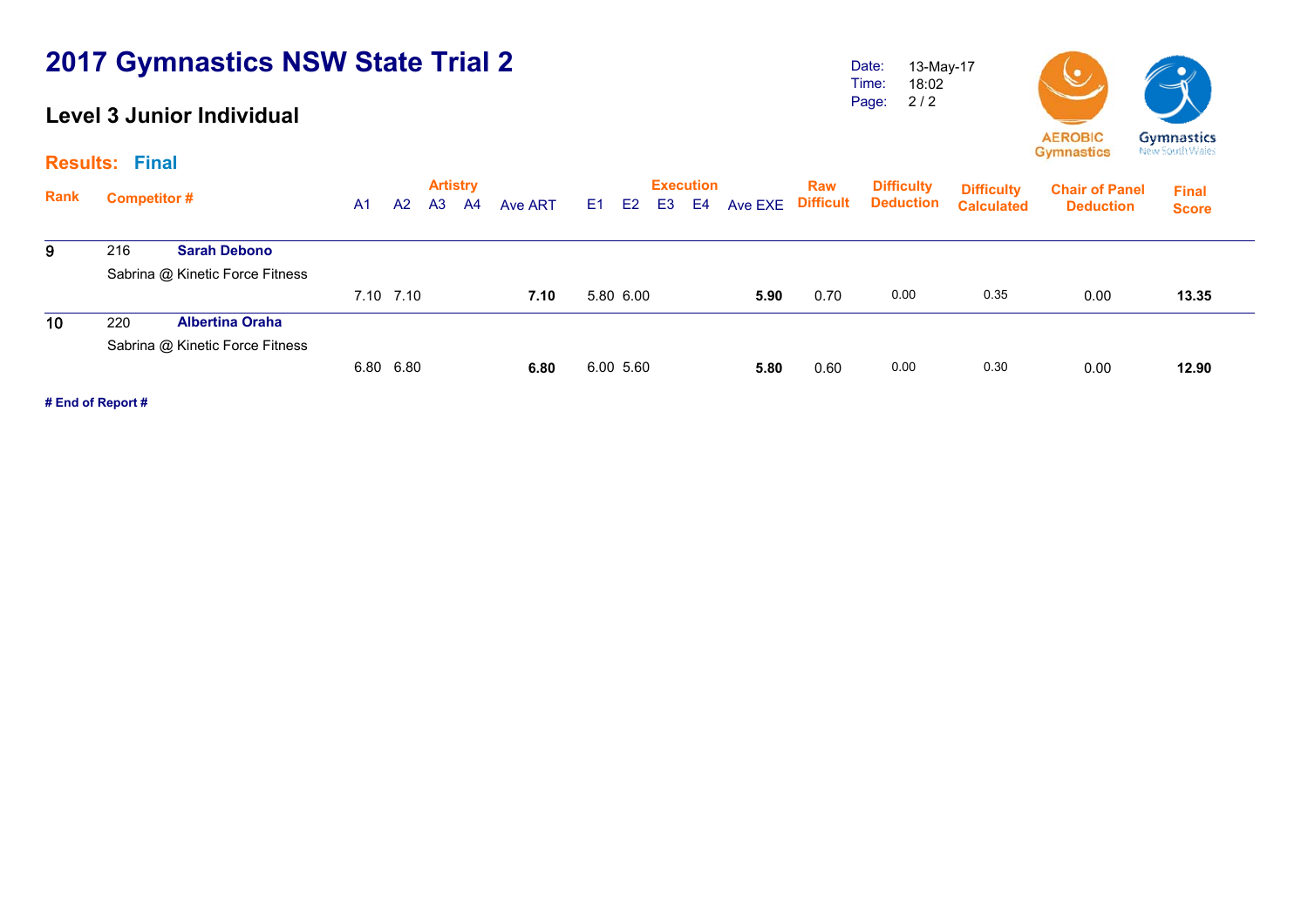# 2017 Gymnastics NSW State Trial 2

## Level 3 Junior Individual

Date: 13-May-17
Time: 18:02

**Results: Final**

| Rank | Competitor # | | Artistry A1 | A2 | A3 | A4 | Ave ART | Execution E1 | E2 | E3 | E4 | Ave EXE | Raw Difficult | Difficulty Deduction | Difficulty Calculated | Chair of Panel Deduction | Final Score |
|---|---|---|---|---|---|---|---|---|---|---|---|---|---|---|---|---|---|
| 9 | 216 | **Sarah Debono** | | | | | | | | | | | | | | | |
| | Sabrina @ Kinetic Force Fitness | | 7.10 | 7.10 | | | **7.10** | 5.80 | 6.00 | | | **5.90** | 0.70 | 0.00 | 0.35 | 0.00 | **13.35** |
| 10 | 220 | **Albertina Oraha** | | | | | | | | | | | | | | | |
| | Sabrina @ Kinetic Force Fitness | | 6.80 | 6.80 | | | **6.80** | 6.00 | 5.60 | | | **5.80** | 0.60 | 0.00 | 0.30 | 0.00 | **12.90** |

**# End of Report #**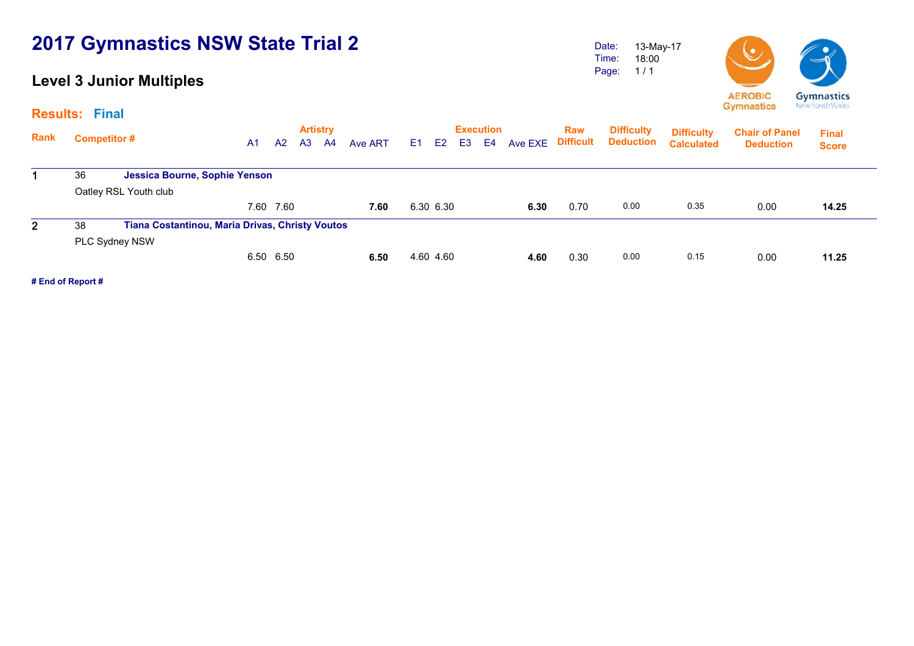# 2017 Gymnastics NSW State Trial 2

## Level 3 Junior Multiples

Date: 13-May-17
Time: 18:00
Page: 1 / 1

AEROBIC Gymnastics

Gymnastics New South Wales

**Results: Final**

| Rank | Competitor # | | A1 | A2 | A3 | A4 | Ave ART | E1 | E2 | E3 | E4 | Ave EXE | Raw Difficult | Difficulty Deduction | Difficulty Calculated | Chair of Panel Deduction | Final Score |
|---|---|---|---|---|---|---|---|---|---|---|---|---|---|---|---|---|---|
| | | | Artistry | | | | | Execution | | | | | | | | | |
| 1 | 36 | **Jessica Bourne, Sophie Yenson** | | | | | | | | | | | | | | | |
| | Oatley RSL Youth club | | 7.60 | 7.60 | | | **7.60** | 6.30 | 6.30 | | | **6.30** | 0.70 | 0.00 | 0.35 | 0.00 | **14.25** |
| 2 | 38 | **Tiana Costantinou, Maria Drivas, Christy Voutos** | | | | | | | | | | | | | | | |
| | PLC Sydney NSW | | 6.50 | 6.50 | | | **6.50** | 4.60 | 4.60 | | | **4.60** | 0.30 | 0.00 | 0.15 | 0.00 | **11.25** |

**# End of Report #**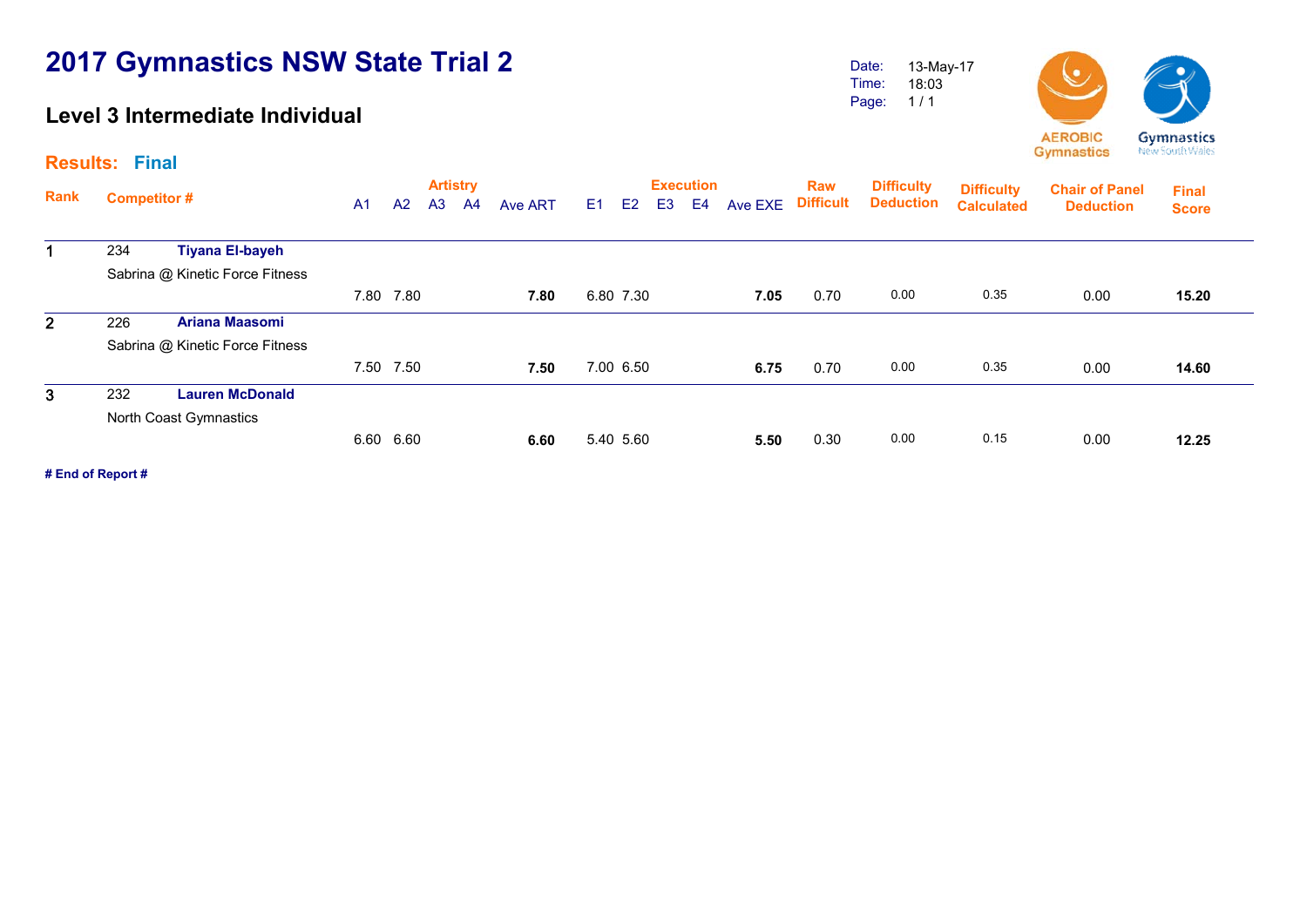# 2017 Gymnastics NSW State Trial 2

## Level 3 Intermediate Individual

Date: 13-May-17
Time: 18:03
Page: 1 / 1

AEROBIC Gymnastics | Gymnastics New South Wales

**Results: Final**

| Rank | Competitor # | | A1 | A2 | A3 | A4 | Ave ART | E1 | E2 | E3 | E4 | Ave EXE | Raw Difficult | Difficulty Deduction | Difficulty Calculated | Chair of Panel Deduction | Final Score |
|---|---|---|---|---|---|---|---|---|---|---|---|---|---|---|---|---|---|
| | | | Artistry | | | | | Execution | | | | | | | | | |
| 1 | 234 | **Tiyana El-bayeh** | | | | | | | | | | | | | | | |
| | Sabrina @ Kinetic Force Fitness | | 7.80 | 7.80 | | | **7.80** | 6.80 | 7.30 | | | **7.05** | 0.70 | 0.00 | 0.35 | 0.00 | **15.20** |
| 2 | 226 | **Ariana Maasomi** | | | | | | | | | | | | | | | |
| | Sabrina @ Kinetic Force Fitness | | 7.50 | 7.50 | | | **7.50** | 7.00 | 6.50 | | | **6.75** | 0.70 | 0.00 | 0.35 | 0.00 | **14.60** |
| 3 | 232 | **Lauren McDonald** | | | | | | | | | | | | | | | |
| | North Coast Gymnastics | | 6.60 | 6.60 | | | **6.60** | 5.40 | 5.60 | | | **5.50** | 0.30 | 0.00 | 0.15 | 0.00 | **12.25** |

**# End of Report #**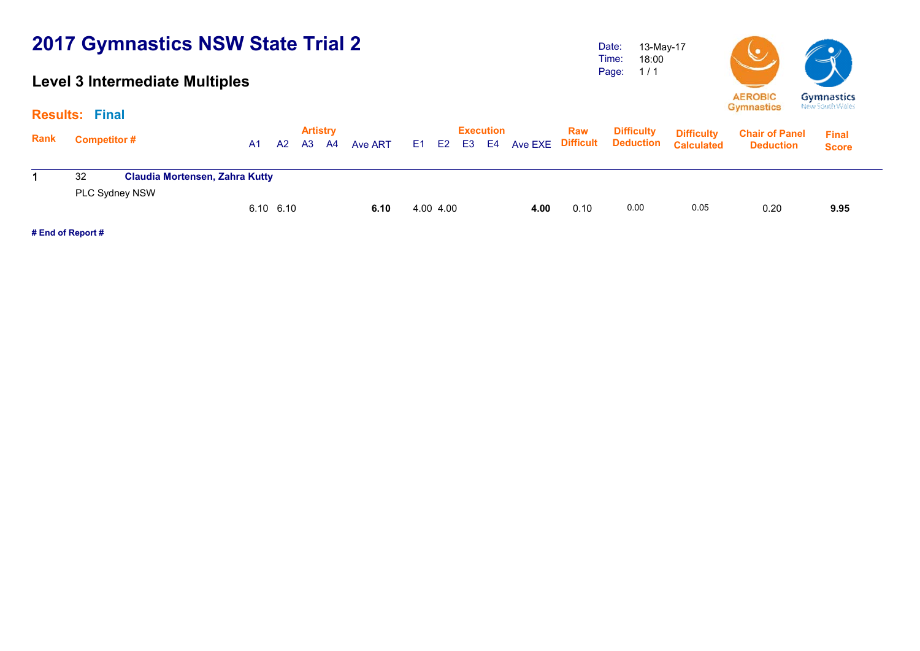# 2017 Gymnastics NSW State Trial 2

## Level 3 Intermediate Multiples

Date: 13-May-17
Time: 18:00
Page: 1 / 1

AEROBIC Gymnastics    Gymnastics New South Wales

### Results: Final

| Rank | Competitor # | | Artistry A1 | A2 | A3 | A4 | Ave ART | Execution E1 | E2 | E3 | E4 | Ave EXE | Raw Difficult | Difficulty Deduction | Difficulty Calculated | Chair of Panel Deduction | Final Score |
|---|---|---|---|---|---|---|---|---|---|---|---|---|---|---|---|---|---|
| 1 | 32 | **Claudia Mortensen, Zahra Kutty** | | | | | | | | | | | | | | | |
| | PLC Sydney NSW | | | | | | | | | | | | | | | | |
| | | | 6.10 | 6.10 | | | **6.10** | 4.00 | 4.00 | | | **4.00** | 0.10 | 0.00 | 0.05 | 0.20 | **9.95** |

**# End of Report #**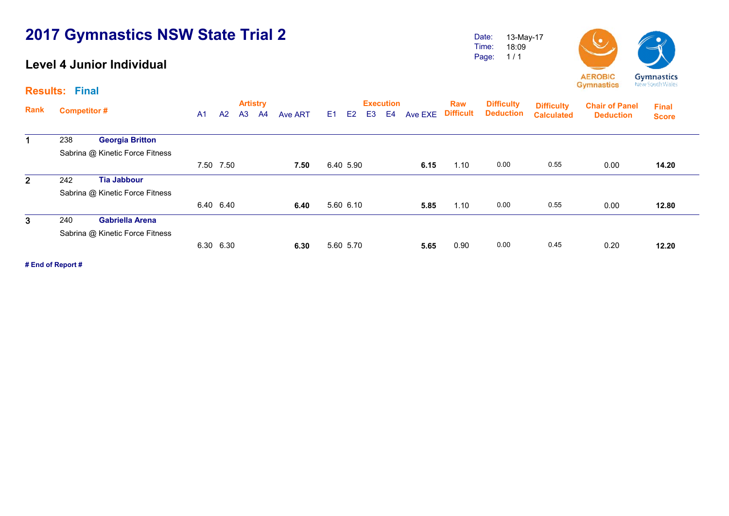# 2017 Gymnastics NSW State Trial 2

## Level 4 Junior Individual

Date: 13-May-17
Time: 18:09
Page: 1 / 1

AEROBIC Gymnastics | Gymnastics New South Wales

**Results: Final**

| Rank | Competitor # | | A1 | A2 | A3 | A4 | Ave ART | E1 | E2 | E3 | E4 | Ave EXE | Raw Difficult | Difficulty Deduction | Difficulty Calculated | Chair of Panel Deduction | Final Score |
|---|---|---|---|---|---|---|---|---|---|---|---|---|---|---|---|---|---|
| 1 | 238 | **Georgia Britton** | | | | | | | | | | | | | | | |
| | Sabrina @ Kinetic Force Fitness | | 7.50 | 7.50 | | | **7.50** | 6.40 | 5.90 | | | **6.15** | 1.10 | 0.00 | 0.55 | 0.00 | **14.20** |
| 2 | 242 | **Tia Jabbour** | | | | | | | | | | | | | | | |
| | Sabrina @ Kinetic Force Fitness | | 6.40 | 6.40 | | | **6.40** | 5.60 | 6.10 | | | **5.85** | 1.10 | 0.00 | 0.55 | 0.00 | **12.80** |
| 3 | 240 | **Gabriella Arena** | | | | | | | | | | | | | | | |
| | Sabrina @ Kinetic Force Fitness | | 6.30 | 6.30 | | | **6.30** | 5.60 | 5.70 | | | **5.65** | 0.90 | 0.00 | 0.45 | 0.20 | **12.20** |

**# End of Report #**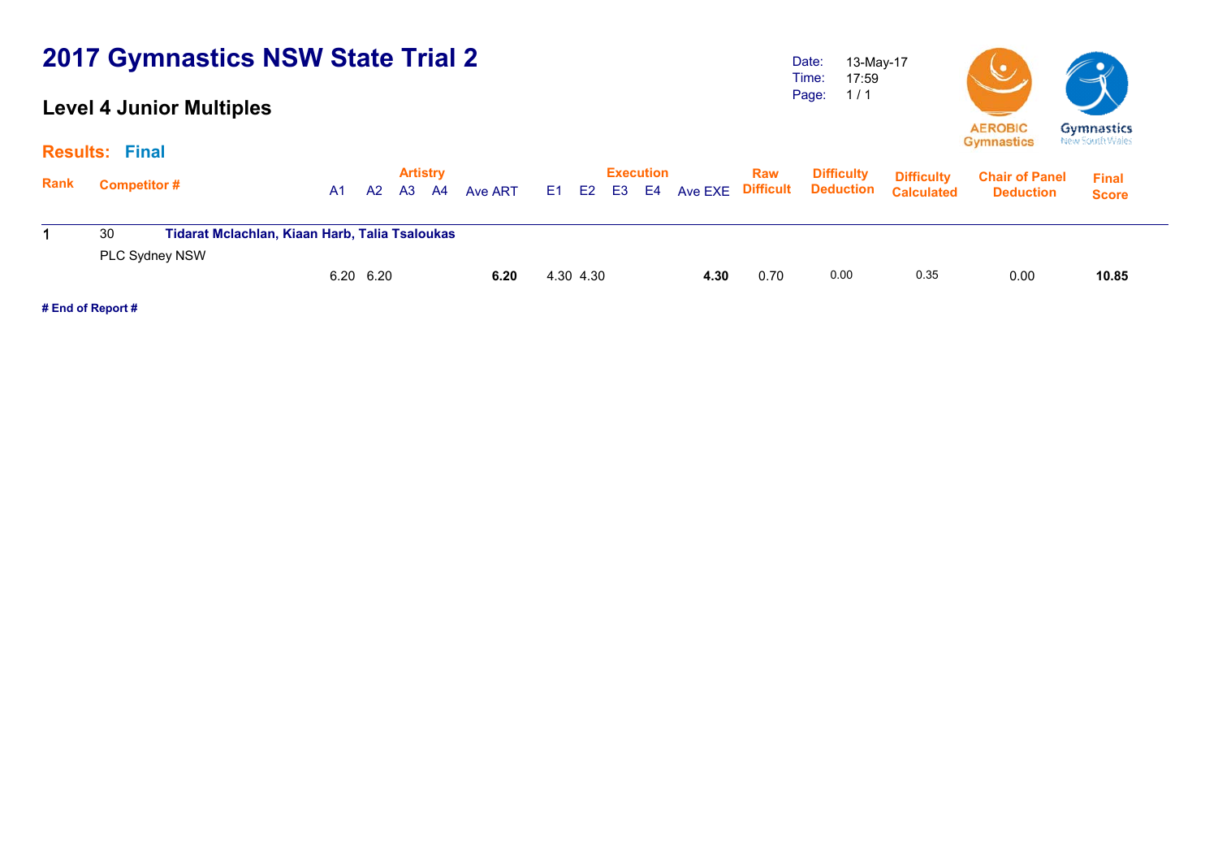# 2017 Gymnastics NSW State Trial 2

## Level 4 Junior Multiples

Date: 13-May-17
Time: 17:59
Page: 1 / 1

**Results: Final**

| Rank | Competitor # | | Artistry A1 | A2 | A3 | A4 | Ave ART | Execution E1 | E2 | E3 | E4 | Ave EXE | Raw Difficult | Difficulty Deduction | Difficulty Calculated | Chair of Panel Deduction | Final Score |
|---|---|---|---|---|---|---|---|---|---|---|---|---|---|---|---|---|---|
| 1 | 30 | **Tidarat Mclachlan, Kiaan Harb, Talia Tsaloukas** PLC Sydney NSW | 6.20 | 6.20 | | | **6.20** | 4.30 | 4.30 | | | **4.30** | 0.70 | 0.00 | 0.35 | 0.00 | **10.85** |

**# End of Report #**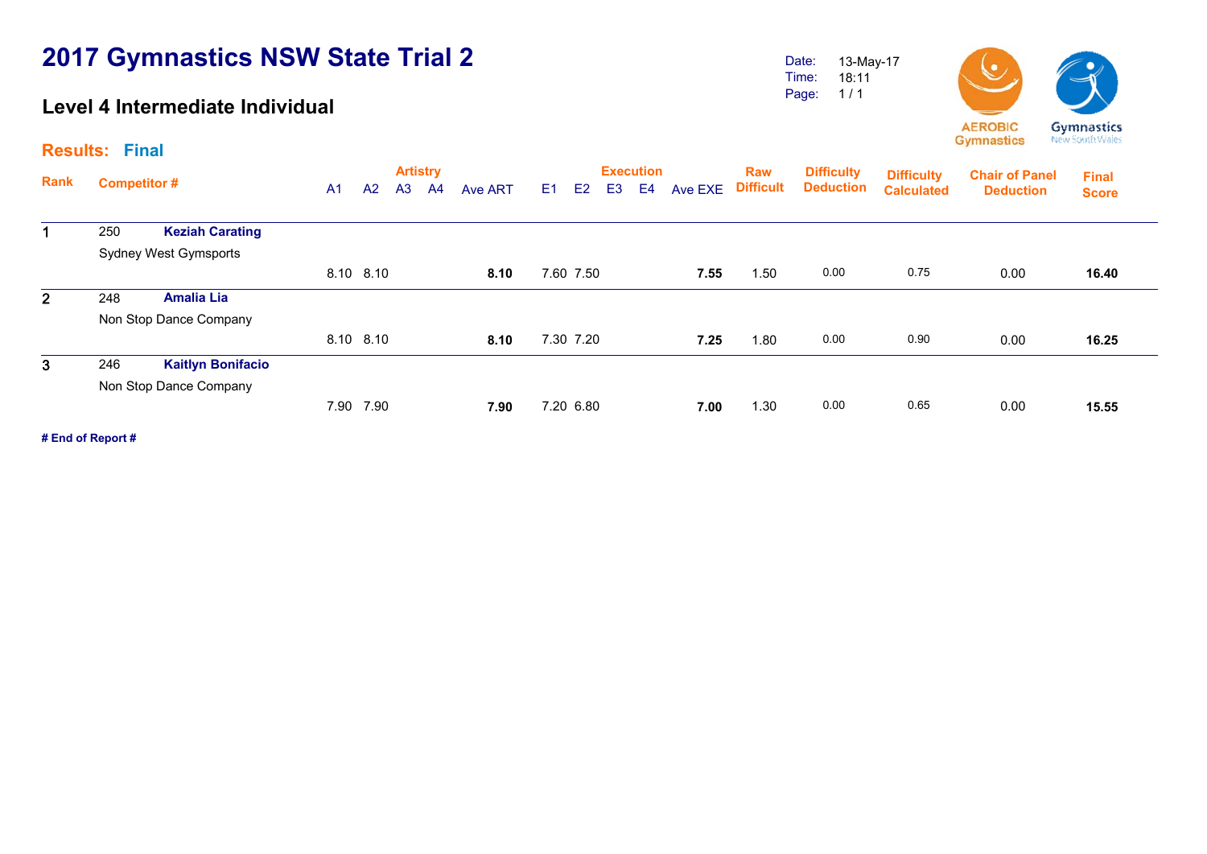# 2017 Gymnastics NSW State Trial 2

## Level 4 Intermediate Individual

Date: 13-May-17
Time: 18:11
Page: 1 / 1

AEROBIC Gymnastics

Gymnastics New South Wales

**Results: Final**

| Rank | Competitor # | | A1 | A2 | A3 | A4 | Ave ART | E1 | E2 | E3 | E4 | Ave EXE | Raw Difficult | Difficulty Deduction | Difficulty Calculated | Chair of Panel Deduction | Final Score |
|---|---|---|---|---|---|---|---|---|---|---|---|---|---|---|---|---|---|
| | | | Artistry | | | | | Execution | | | | | | | | | |
| 1 | 250 | **Keziah Carating**<br>Sydney West Gymsports | 8.10 | 8.10 | | | **8.10** | 7.60 | 7.50 | | | **7.55** | 1.50 | 0.00 | 0.75 | 0.00 | **16.40** |
| 2 | 248 | **Amalia Lia**<br>Non Stop Dance Company | 8.10 | 8.10 | | | **8.10** | 7.30 | 7.20 | | | **7.25** | 1.80 | 0.00 | 0.90 | 0.00 | **16.25** |
| 3 | 246 | **Kaitlyn Bonifacio**<br>Non Stop Dance Company | 7.90 | 7.90 | | | **7.90** | 7.20 | 6.80 | | | **7.00** | 1.30 | 0.00 | 0.65 | 0.00 | **15.55** |

**# End of Report #**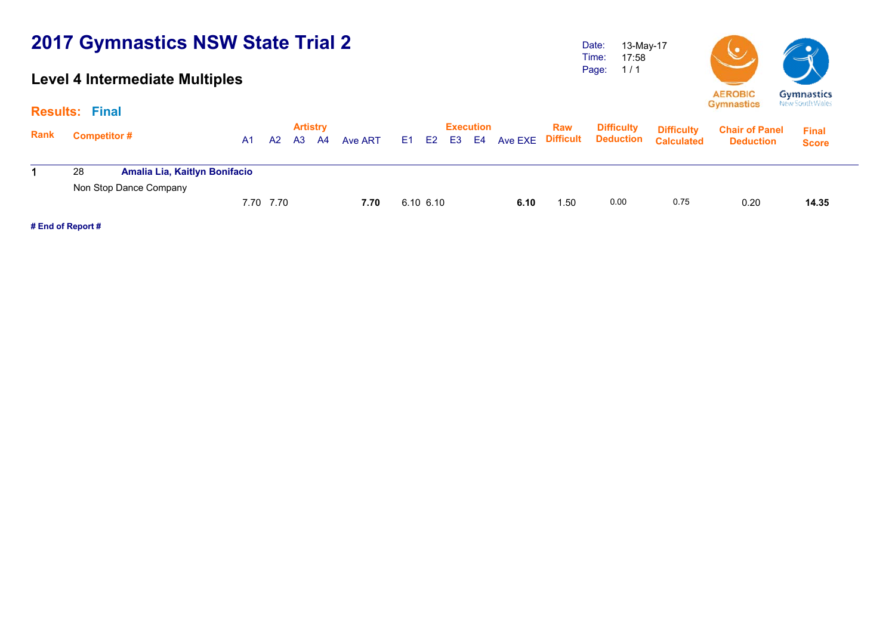# 2017 Gymnastics NSW State Trial 2

## Level 4 Intermediate Multiples

Date: 13-May-17
Time: 17:58
Page: 1 / 1

**Results: Final**

| Rank | Competitor # | | Artistry | | | | | Execution | | | | | Raw Difficult | Difficulty Deduction | Difficulty Calculated | Chair of Panel Deduction | Final Score |
|---|---|---|---|---|---|---|---|---|---|---|---|---|---|---|---|---|---|
| | | | A1 | A2 | A3 | A4 | Ave ART | E1 | E2 | E3 | E4 | Ave EXE | | | | | |
| 1 | 28 | **Amalia Lia, Kaitlyn Bonifacio** | | | | | | | | | | | | | | | |
| | Non Stop Dance Company | | 7.70 | 7.70 | | | **7.70** | 6.10 | 6.10 | | | **6.10** | 1.50 | 0.00 | 0.75 | 0.20 | **14.35** |

**# End of Report #**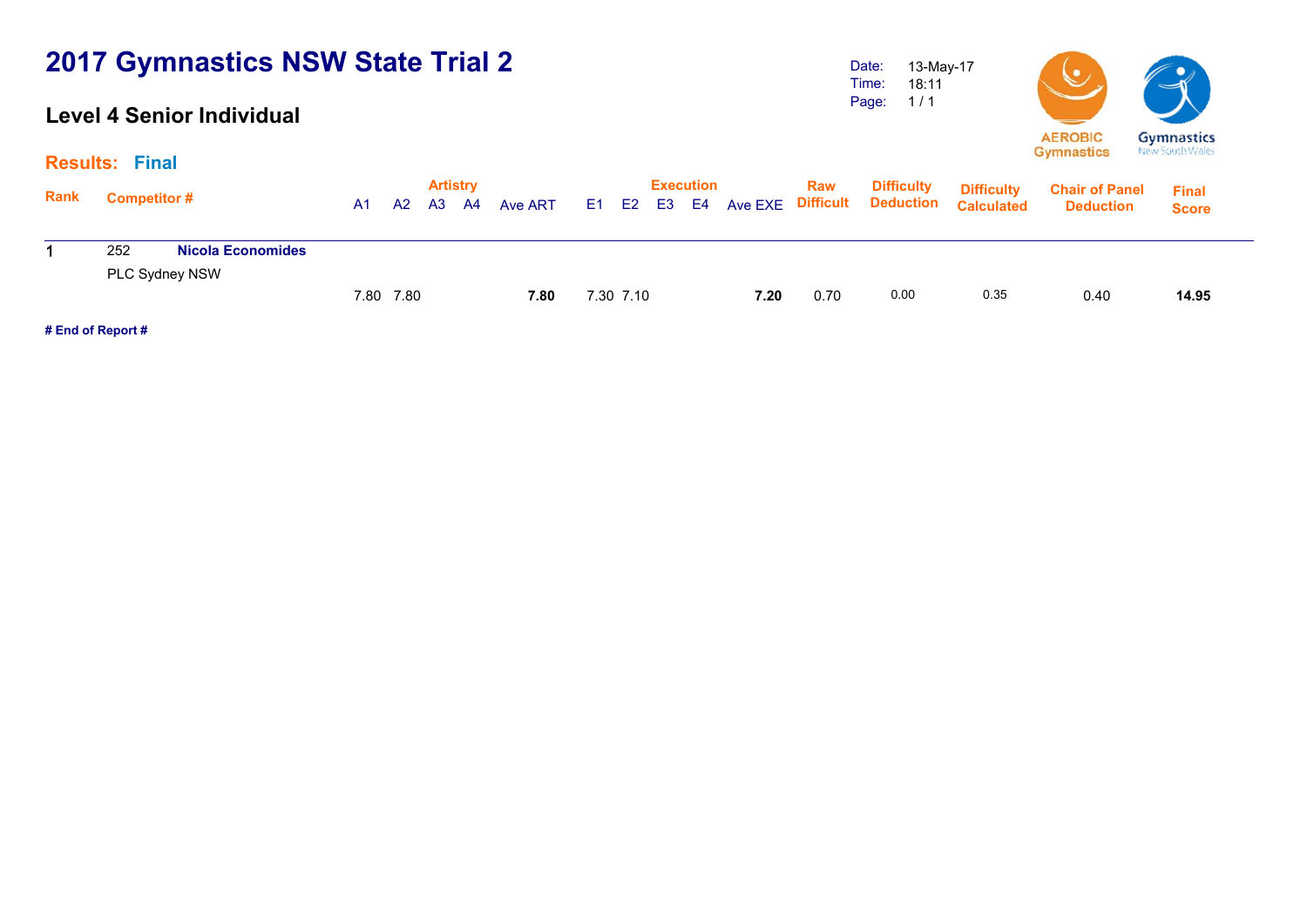# 2017 Gymnastics NSW State Trial 2

## Level 4 Senior Individual

Date: 13-May-17
Time: 18:11

**Results: Final**

| Rank | Competitor # | | A1 | A2 | A3 | A4 | Ave ART | E1 | E2 | E3 | E4 | Ave EXE | Raw Difficult | Difficulty Deduction | Difficulty Calculated | Chair of Panel Deduction | Final Score |
|---|---|---|---|---|---|---|---|---|---|---|---|---|---|---|---|---|---|
| | | | Artistry | | | | | Execution | | | | | | | | | |
| 1 | 252 | **Nicola Economides** | | | | | | | | | | | | | | | |
| | PLC Sydney NSW | | 7.80 | 7.80 | | | **7.80** | 7.30 | 7.10 | | | **7.20** | 0.70 | 0.00 | 0.35 | 0.40 | **14.95** |

**# End of Report #**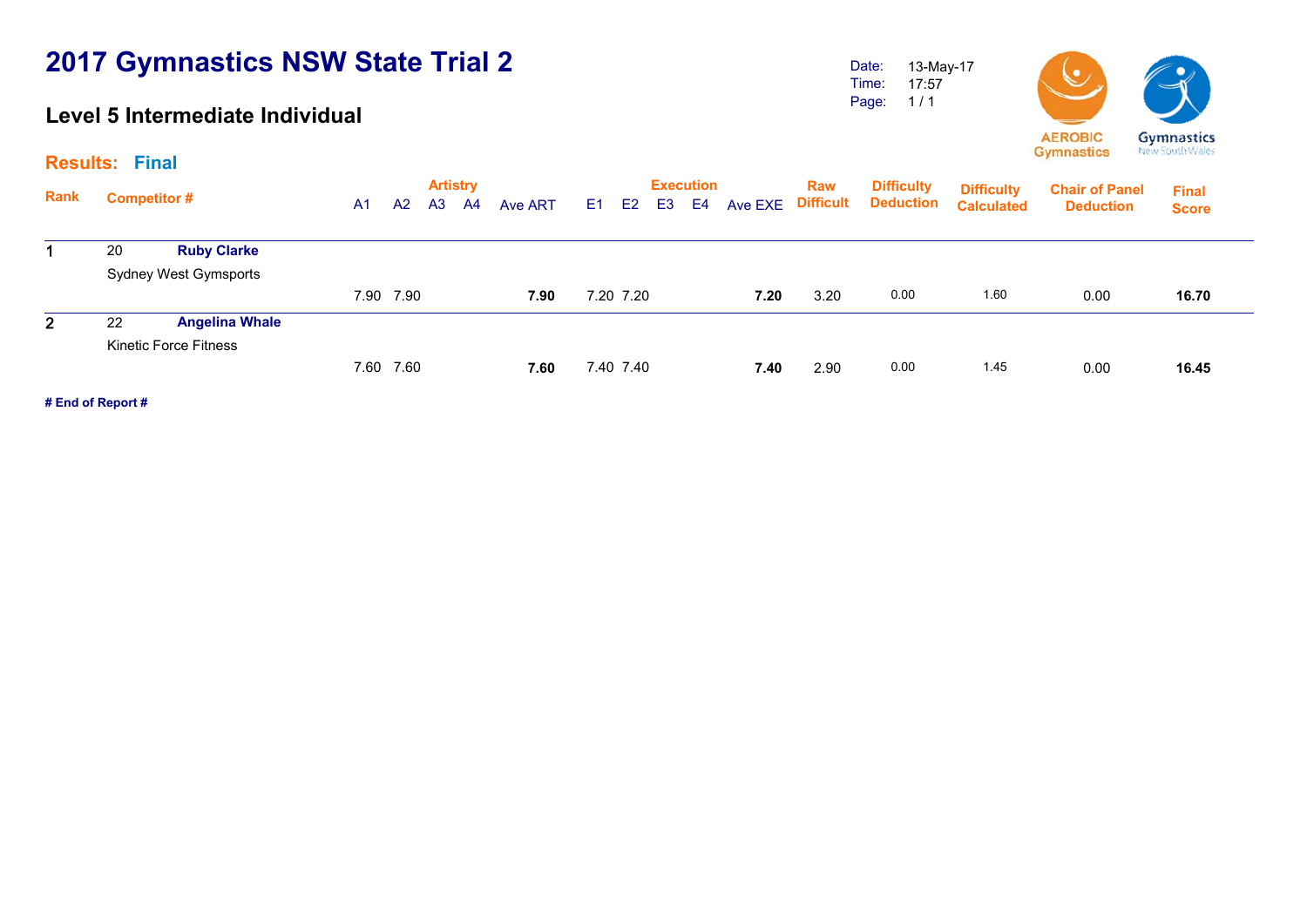# 2017 Gymnastics NSW State Trial 2

## Level 5 Intermediate Individual

Date: 13-May-17
Time: 17:57
Page: 1 / 1

AEROBIC Gymnastics — Gymnastics New South Wales

**Results: Final**

| Rank | Competitor # | | Artistry A1 | A2 | A3 | A4 | Ave ART | Execution E1 | E2 | E3 | E4 | Ave EXE | Raw Difficult | Difficulty Deduction | Difficulty Calculated | Chair of Panel Deduction | Final Score |
|---|---|---|---|---|---|---|---|---|---|---|---|---|---|---|---|---|---|
| 1 | 20 | **Ruby Clarke** Sydney West Gymsports | 7.90 | 7.90 | | | **7.90** | 7.20 | 7.20 | | | **7.20** | 3.20 | 0.00 | 1.60 | 0.00 | **16.70** |
| 2 | 22 | **Angelina Whale** Kinetic Force Fitness | 7.60 | 7.60 | | | **7.60** | 7.40 | 7.40 | | | **7.40** | 2.90 | 0.00 | 1.45 | 0.00 | **16.45** |

**# End of Report #**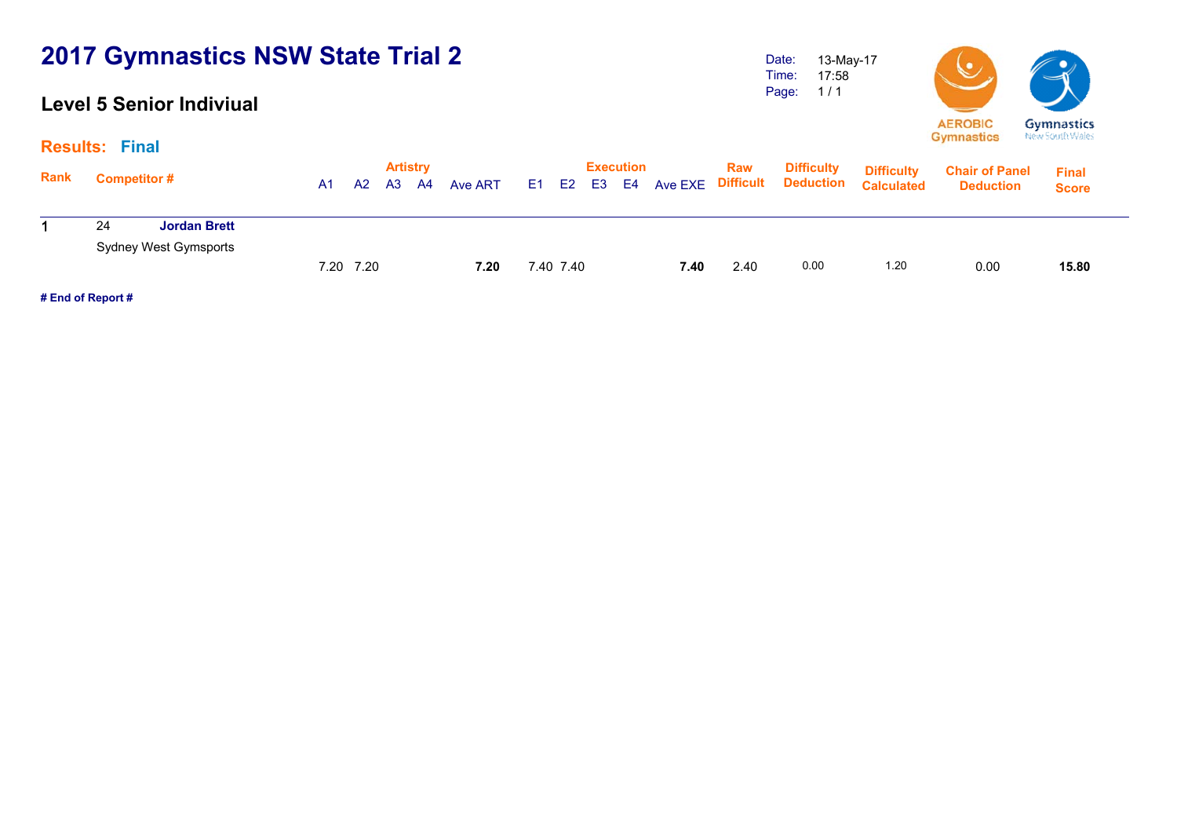# 2017 Gymnastics NSW State Trial 2

## Level 5 Senior Indiviual

Date: 13-May-17
Time: 17:58
Page: 1 / 1

AEROBIC Gymnastics | Gymnastics New South Wales

**Results: Final**

| Rank | Competitor # | | Artistry | | | | | Execution | | | | | Raw Difficult | Difficulty Deduction | Difficulty Calculated | Chair of Panel Deduction | Final Score |
|---|---|---|---|---|---|---|---|---|---|---|---|---|---|---|---|---|---|
| | | | A1 | A2 | A3 | A4 | Ave ART | E1 | E2 | E3 | E4 | Ave EXE | | | | | |
| 1 | 24 | **Jordan Brett** | | | | | | | | | | | | | | | |
| | Sydney West Gymsports | | 7.20 | 7.20 | | | **7.20** | 7.40 | 7.40 | | | **7.40** | 2.40 | 0.00 | 1.20 | 0.00 | **15.80** |

**# End of Report #**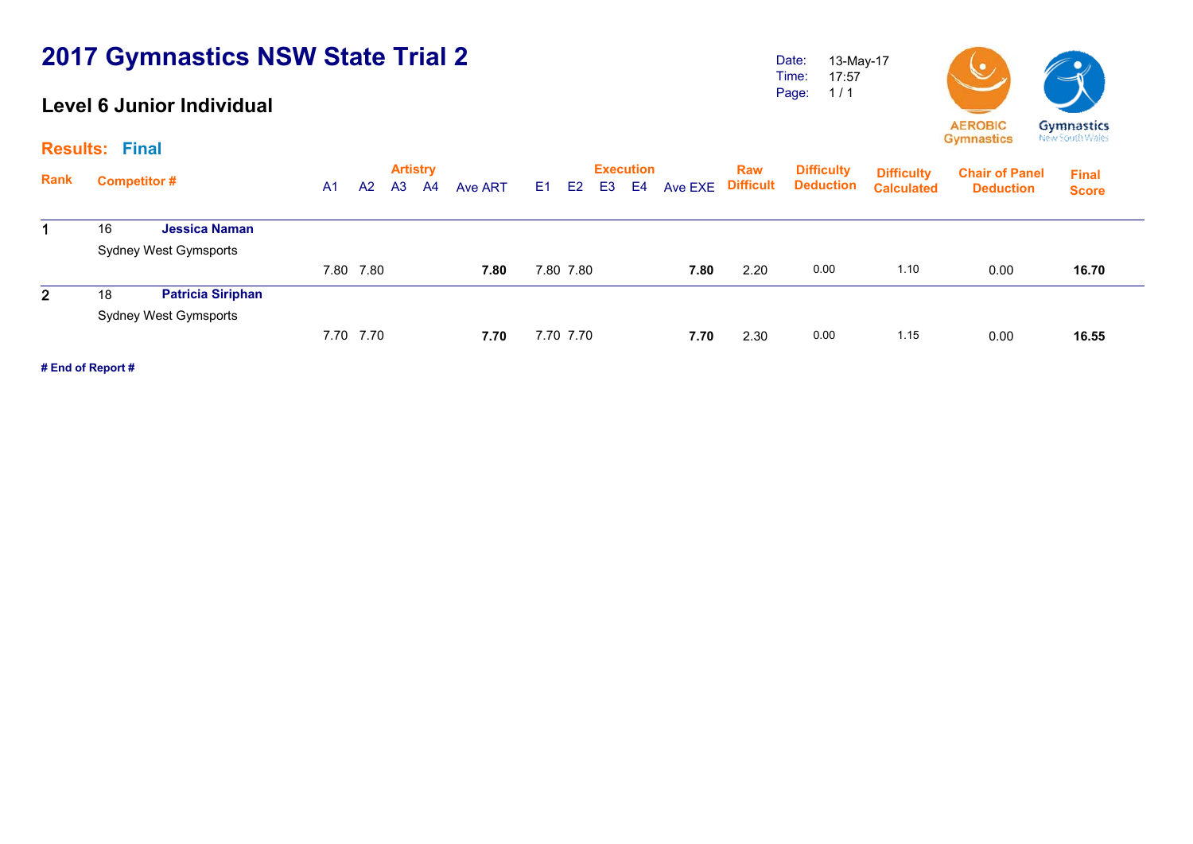# 2017 Gymnastics NSW State Trial 2

## Level 6 Junior Individual

Date: 13-May-17
Time: 17:57
Page: 1 / 1

AEROBIC Gymnastics
Gymnastics New South Wales

**Results: Final**

| Rank | Competitor # | | Artistry A1 | Artistry A2 | Artistry A3 | Artistry A4 | Ave ART | Execution E1 | Execution E2 | Execution E3 | Execution E4 | Ave EXE | Raw Difficult | Difficulty Deduction | Difficulty Calculated | Chair of Panel Deduction | Final Score |
|---|---|---|---|---|---|---|---|---|---|---|---|---|---|---|---|---|---|
| 1 | 16 | **Jessica Naman** Sydney West Gymsports | 7.80 | 7.80 | | | **7.80** | 7.80 | 7.80 | | | **7.80** | 2.20 | 0.00 | 1.10 | 0.00 | **16.70** |
| 2 | 18 | **Patricia Siriphan** Sydney West Gymsports | 7.70 | 7.70 | | | **7.70** | 7.70 | 7.70 | | | **7.70** | 2.30 | 0.00 | 1.15 | 0.00 | **16.55** |

**# End of Report #**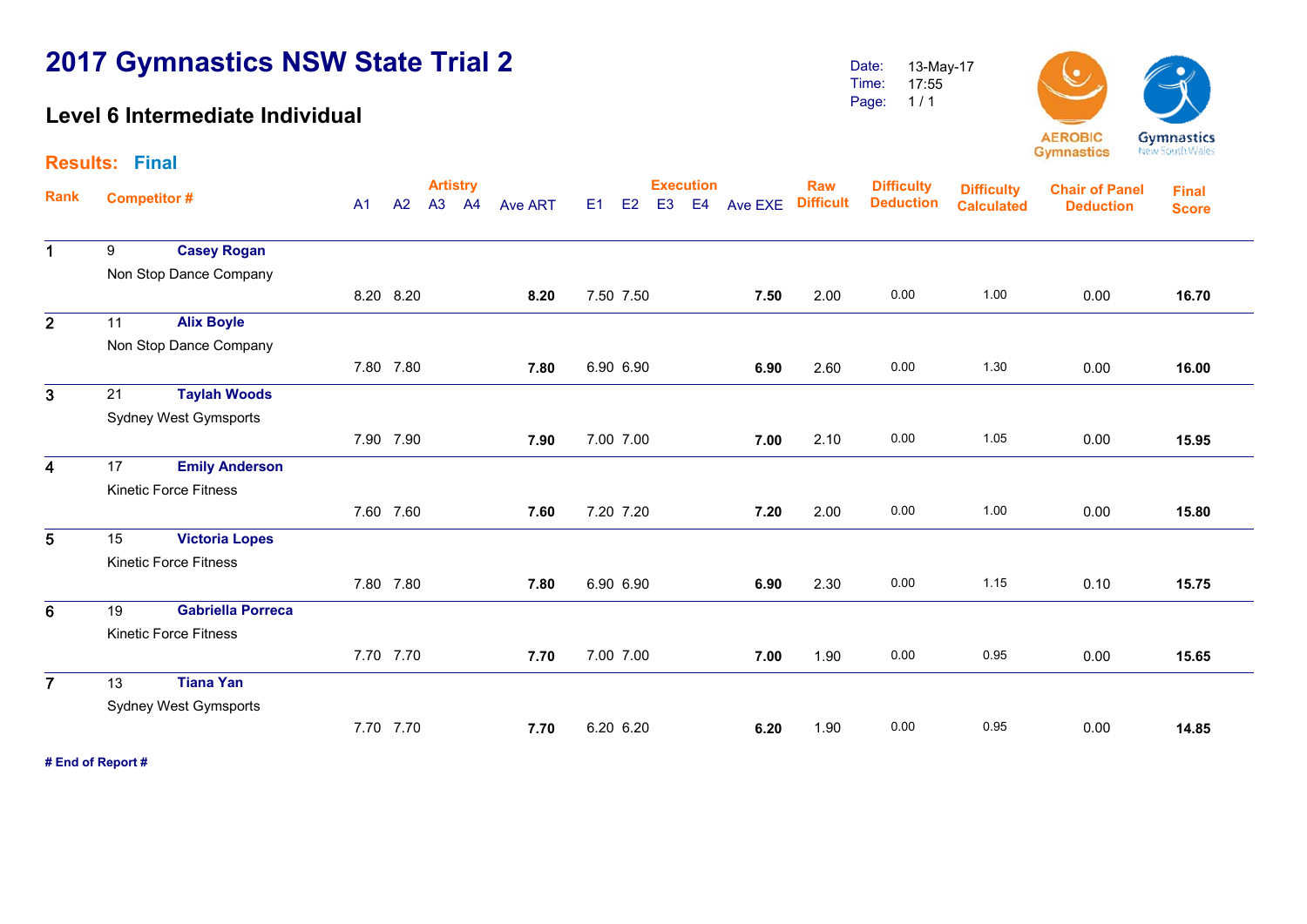# 2017 Gymnastics NSW State Trial 2

## Level 6 Intermediate Individual

Date: 13-May-17
Time: 17:55
Page: 1 / 1

AEROBIC Gymnastics — Gymnastics New South Wales

**Results: Final**

| Rank | Competitor # | | Artistry A1 | A2 | A3 | A4 | Ave ART | Execution E1 | E2 | E3 | E4 | Ave EXE | Raw Difficult | Difficulty Deduction | Difficulty Calculated | Chair of Panel Deduction | Final Score |
|---|---|---|---|---|---|---|---|---|---|---|---|---|---|---|---|---|---|
| 1 | 9 | **Casey Rogan**<br>Non Stop Dance Company | 8.20 | 8.20 | | | **8.20** | 7.50 | 7.50 | | | **7.50** | 2.00 | 0.00 | 1.00 | 0.00 | **16.70** |
| 2 | 11 | **Alix Boyle**<br>Non Stop Dance Company | 7.80 | 7.80 | | | **7.80** | 6.90 | 6.90 | | | **6.90** | 2.60 | 0.00 | 1.30 | 0.00 | **16.00** |
| 3 | 21 | **Taylah Woods**<br>Sydney West Gymsports | 7.90 | 7.90 | | | **7.90** | 7.00 | 7.00 | | | **7.00** | 2.10 | 0.00 | 1.05 | 0.00 | **15.95** |
| 4 | 17 | **Emily Anderson**<br>Kinetic Force Fitness | 7.60 | 7.60 | | | **7.60** | 7.20 | 7.20 | | | **7.20** | 2.00 | 0.00 | 1.00 | 0.00 | **15.80** |
| 5 | 15 | **Victoria Lopes**<br>Kinetic Force Fitness | 7.80 | 7.80 | | | **7.80** | 6.90 | 6.90 | | | **6.90** | 2.30 | 0.00 | 1.15 | 0.10 | **15.75** |
| 6 | 19 | **Gabriella Porreca**<br>Kinetic Force Fitness | 7.70 | 7.70 | | | **7.70** | 7.00 | 7.00 | | | **7.00** | 1.90 | 0.00 | 0.95 | 0.00 | **15.65** |
| 7 | 13 | **Tiana Yan**<br>Sydney West Gymsports | 7.70 | 7.70 | | | **7.70** | 6.20 | 6.20 | | | **6.20** | 1.90 | 0.00 | 0.95 | 0.00 | **14.85** |

**# End of Report #**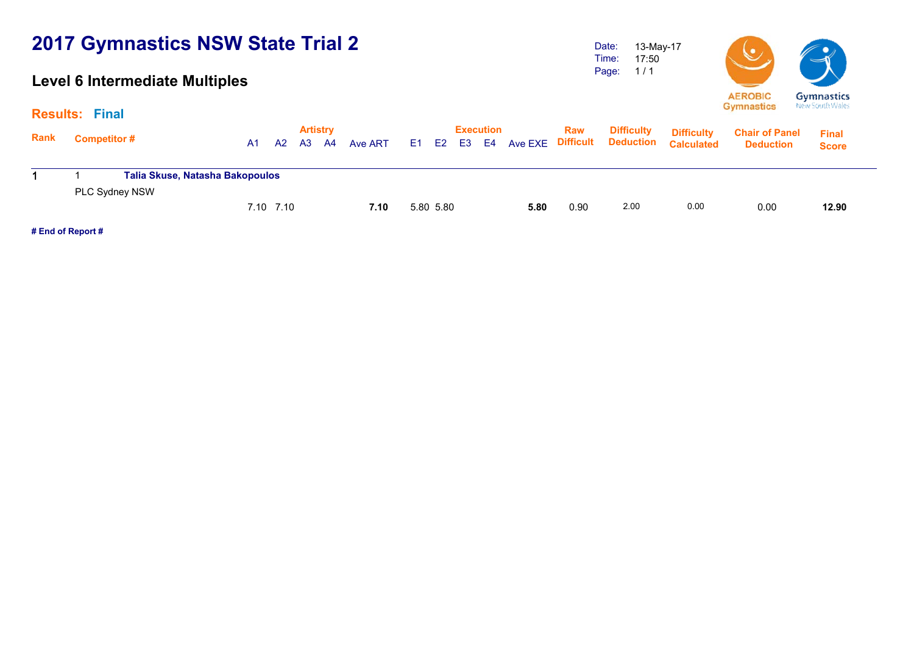# 2017 Gymnastics NSW State Trial 2

## Level 6 Intermediate Multiples

Date: 13-May-17
Time: 17:50
Page: 1 / 1

AEROBIC Gymnastics

Gymnastics New South Wales

### Results: Final

| Rank | Competitor # | Artistry A1 | A2 | A3 | A4 | Ave ART | Execution E1 | E2 | E3 | E4 | Ave EXE | Raw Difficult | Difficulty Deduction | Difficulty Calculated | Chair of Panel Deduction | Final Score |
|---|---|---|---|---|---|---|---|---|---|---|---|---|---|---|---|---|
| 1 | 1 **Talia Skuse, Natasha Bakopoulos** PLC Sydney NSW | 7.10 | 7.10 | | | **7.10** | 5.80 | 5.80 | | | **5.80** | 0.90 | 2.00 | 0.00 | 0.00 | **12.90** |

**# End of Report #**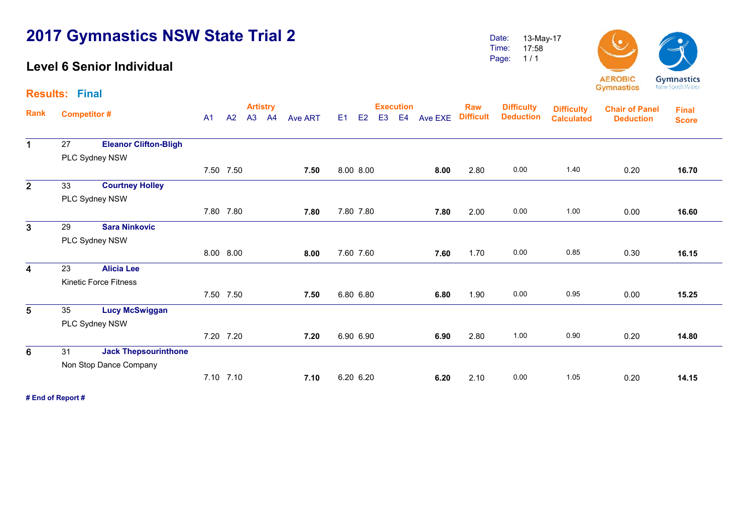# 2017 Gymnastics NSW State Trial 2

## Level 6 Senior Individual

Date: 13-May-17
Time: 17:58

**Results: Final**

| Rank | Competitor # | | A1 | A2 | A3 | A4 | Ave ART | E1 | E2 | E3 | E4 | Ave EXE | Raw Difficult | Difficulty Deduction | Difficulty Calculated | Chair of Panel Deduction | Final Score |
|---|---|---|---|---|---|---|---|---|---|---|---|---|---|---|---|---|---|
| 1 | 27 | **Eleanor Clifton-Bligh** PLC Sydney NSW | 7.50 | 7.50 | | | **7.50** | 8.00 | 8.00 | | | **8.00** | 2.80 | 0.00 | 1.40 | 0.20 | **16.70** |
| 2 | 33 | **Courtney Holley** PLC Sydney NSW | 7.80 | 7.80 | | | **7.80** | 7.80 | 7.80 | | | **7.80** | 2.00 | 0.00 | 1.00 | 0.00 | **16.60** |
| 3 | 29 | **Sara Ninkovic** PLC Sydney NSW | 8.00 | 8.00 | | | **8.00** | 7.60 | 7.60 | | | **7.60** | 1.70 | 0.00 | 0.85 | 0.30 | **16.15** |
| 4 | 23 | **Alicia Lee** Kinetic Force Fitness | 7.50 | 7.50 | | | **7.50** | 6.80 | 6.80 | | | **6.80** | 1.90 | 0.00 | 0.95 | 0.00 | **15.25** |
| 5 | 35 | **Lucy McSwiggan** PLC Sydney NSW | 7.20 | 7.20 | | | **7.20** | 6.90 | 6.90 | | | **6.90** | 2.80 | 1.00 | 0.90 | 0.20 | **14.80** |
| 6 | 31 | **Jack Thepsourinthone** Non Stop Dance Company | 7.10 | 7.10 | | | **7.10** | 6.20 | 6.20 | | | **6.20** | 2.10 | 0.00 | 1.05 | 0.20 | **14.15** |

**# End of Report #**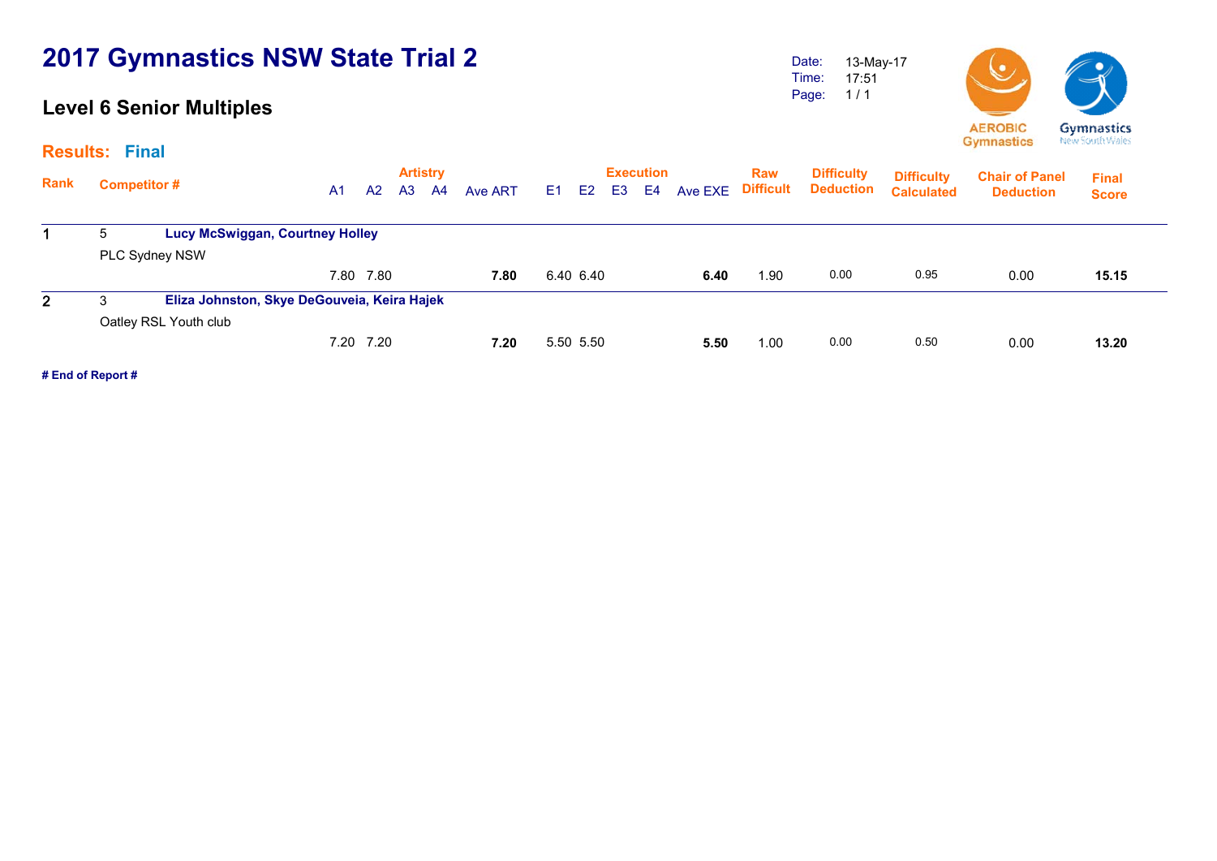# 2017 Gymnastics NSW State Trial 2

## Level 6 Senior Multiples

Date: 13-May-17
Time: 17:51
Page: 1 / 1

**Results: Final**

| Rank | Competitor # | | Artistry A1 | A2 | A3 | A4 | Ave ART | Execution E1 | E2 | E3 | E4 | Ave EXE | Raw Difficult | Difficulty Deduction | Difficulty Calculated | Chair of Panel Deduction | Final Score |
|---|---|---|---|---|---|---|---|---|---|---|---|---|---|---|---|---|---|
| 1 | 5 | **Lucy McSwiggan, Courtney Holley** | | | | | | | | | | | | | | | |
| | PLC Sydney NSW | | | | | | | | | | | | | | | | |
| | | | 7.80 | 7.80 | | | **7.80** | 6.40 | 6.40 | | | **6.40** | 1.90 | 0.00 | 0.95 | 0.00 | **15.15** |
| 2 | 3 | **Eliza Johnston, Skye DeGouveia, Keira Hajek** | | | | | | | | | | | | | | | |
| | Oatley RSL Youth club | | | | | | | | | | | | | | | | |
| | | | 7.20 | 7.20 | | | **7.20** | 5.50 | 5.50 | | | **5.50** | 1.00 | 0.00 | 0.50 | 0.00 | **13.20** |

**# End of Report #**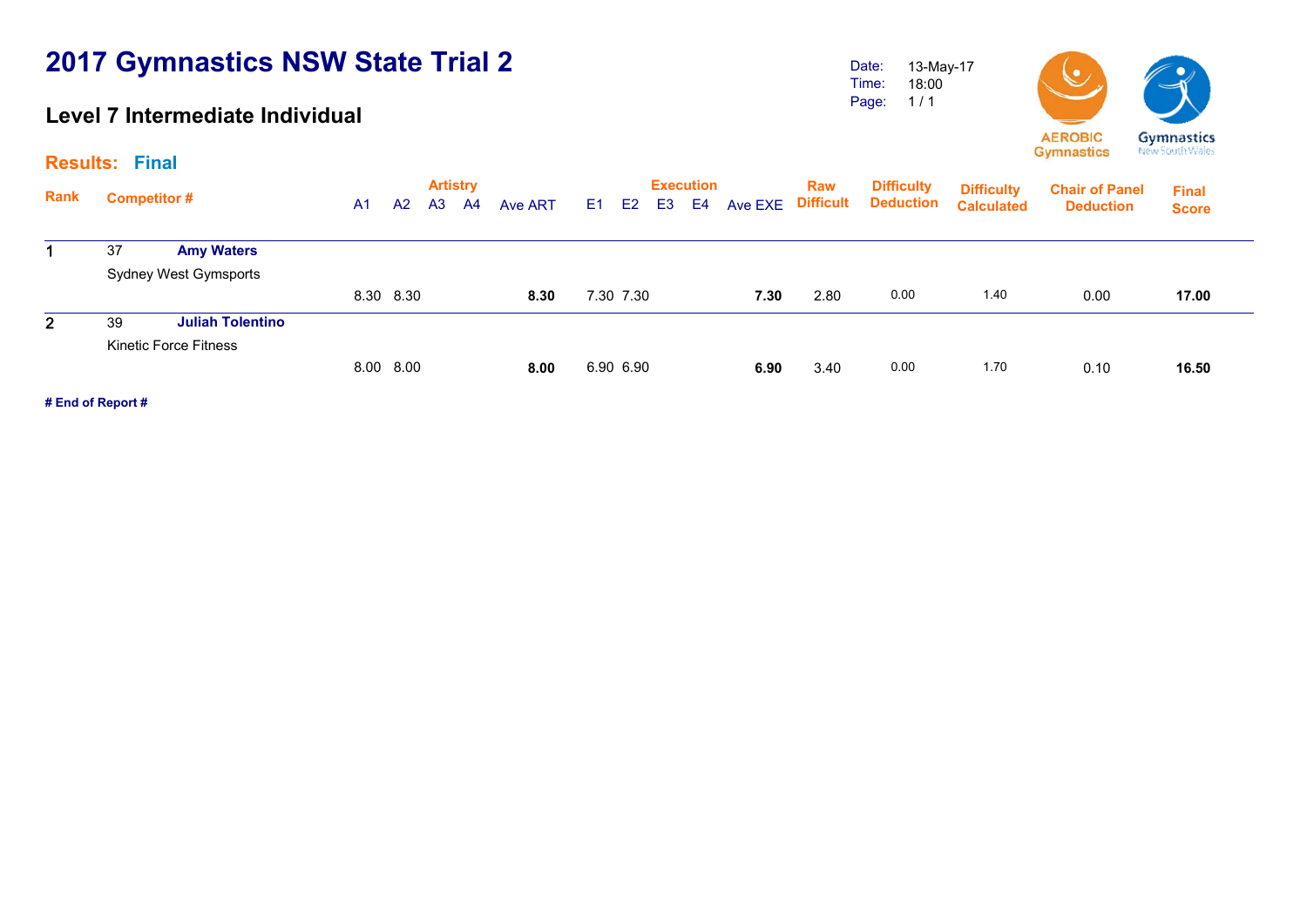# 2017 Gymnastics NSW State Trial 2

## Level 7 Intermediate Individual

Date: 13-May-17
Time: 18:00
Page: 1 / 1

AEROBIC Gymnastics | Gymnastics New South Wales

### Results: Final

| Rank | Competitor # | | A1 | A2 | A3 | A4 | Ave ART | E1 | E2 | E3 | E4 | Ave EXE | Raw Difficult | Difficulty Deduction | Difficulty Calculated | Chair of Panel Deduction | Final Score |
|---|---|---|---|---|---|---|---|---|---|---|---|---|---|---|---|---|---|
| 1 | 37 | **Amy Waters** | | | | | | | | | | | | | | | |
| | Sydney West Gymsports | | 8.30 | 8.30 | | | **8.30** | 7.30 | 7.30 | | | **7.30** | 2.80 | 0.00 | 1.40 | 0.00 | **17.00** |
| 2 | 39 | **Juliah Tolentino** | | | | | | | | | | | | | | | |
| | Kinetic Force Fitness | | 8.00 | 8.00 | | | **8.00** | 6.90 | 6.90 | | | **6.90** | 3.40 | 0.00 | 1.70 | 0.10 | **16.50** |

**# End of Report #**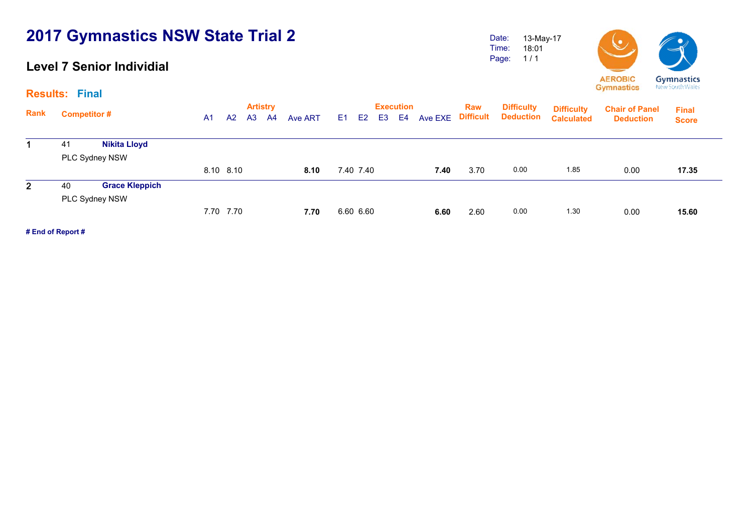# 2017 Gymnastics NSW State Trial 2

## Level 7 Senior Individial

Date: 13-May-17
Time: 18:01
Page: 1 / 1

**Results: Final**

| Rank | Competitor # | | Artistry A1 | A2 | A3 | A4 | Ave ART | Execution E1 | E2 | E3 | E4 | Ave EXE | Raw Difficult | Difficulty Deduction | Difficulty Calculated | Chair of Panel Deduction | Final Score |
|---|---|---|---|---|---|---|---|---|---|---|---|---|---|---|---|---|---|
| 1 | 41 | **Nikita Lloyd** PLC Sydney NSW | 8.10 | 8.10 | | | **8.10** | 7.40 | 7.40 | | | **7.40** | 3.70 | 0.00 | 1.85 | 0.00 | **17.35** |
| 2 | 40 | **Grace Kleppich** PLC Sydney NSW | 7.70 | 7.70 | | | **7.70** | 6.60 | 6.60 | | | **6.60** | 2.60 | 0.00 | 1.30 | 0.00 | **15.60** |

**# End of Report #**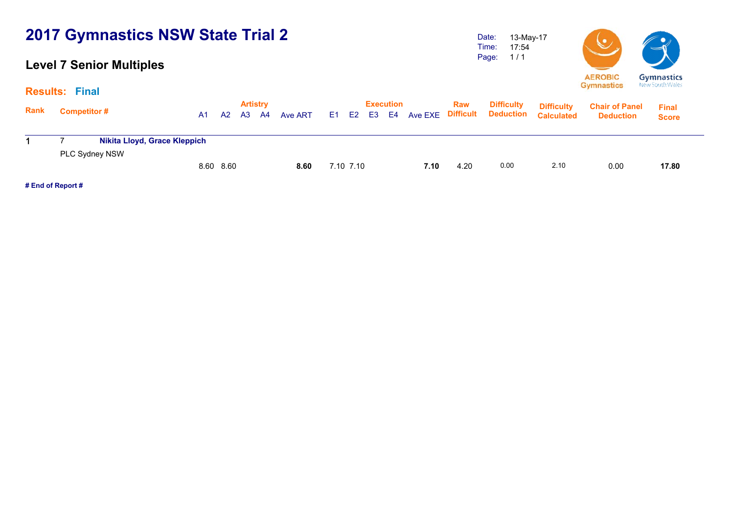# 2017 Gymnastics NSW State Trial 2

## Level 7 Senior Multiples

Date: 13-May-17
Time: 17:54
Page: 1 / 1

AEROBIC Gymnastics

Gymnastics New South Wales

### Results: Final

| Rank | Competitor # | | Artistry A1 | A2 | A3 | A4 | Ave ART | Execution E1 | E2 | E3 | E4 | Ave EXE | Raw Difficult | Difficulty Deduction | Difficulty Calculated | Chair of Panel Deduction | Final Score |
|---|---|---|---|---|---|---|---|---|---|---|---|---|---|---|---|---|---|
| 1 | 7 | Nikita Lloyd, Grace Kleppich | | | | | | | | | | | | | | | |
| | PLC Sydney NSW | | 8.60 | 8.60 | | | **8.60** | 7.10 | 7.10 | | | **7.10** | 4.20 | 0.00 | 2.10 | 0.00 | **17.80** |

**# End of Report #**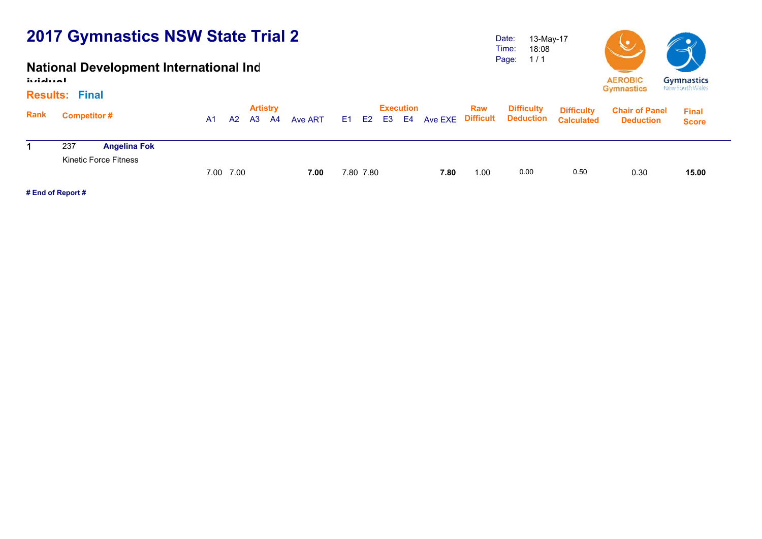# 2017 Gymnastics NSW State Trial 2

## National Development International Individual

Date: 13-May-17
Time: 18:08
Page: 1 / 1

AEROBIC Gymnastics
Gymnastics New South Wales

### Results: Final

| Rank | Competitor # | | Artistry A1 | A2 | A3 | A4 | Ave ART | Execution E1 | E2 | E3 | E4 | Ave EXE | Raw Difficult | Difficulty Deduction | Difficulty Calculated | Chair of Panel Deduction | Final Score |
|---|---|---|---|---|---|---|---|---|---|---|---|---|---|---|---|---|---|
| 1 | 237 | **Angelina Fok** | | | | | | | | | | | | | | | |
| | Kinetic Force Fitness | | 7.00 | 7.00 | | | **7.00** | 7.80 | 7.80 | | | **7.80** | 1.00 | 0.00 | 0.50 | 0.30 | **15.00** |

**# End of Report #**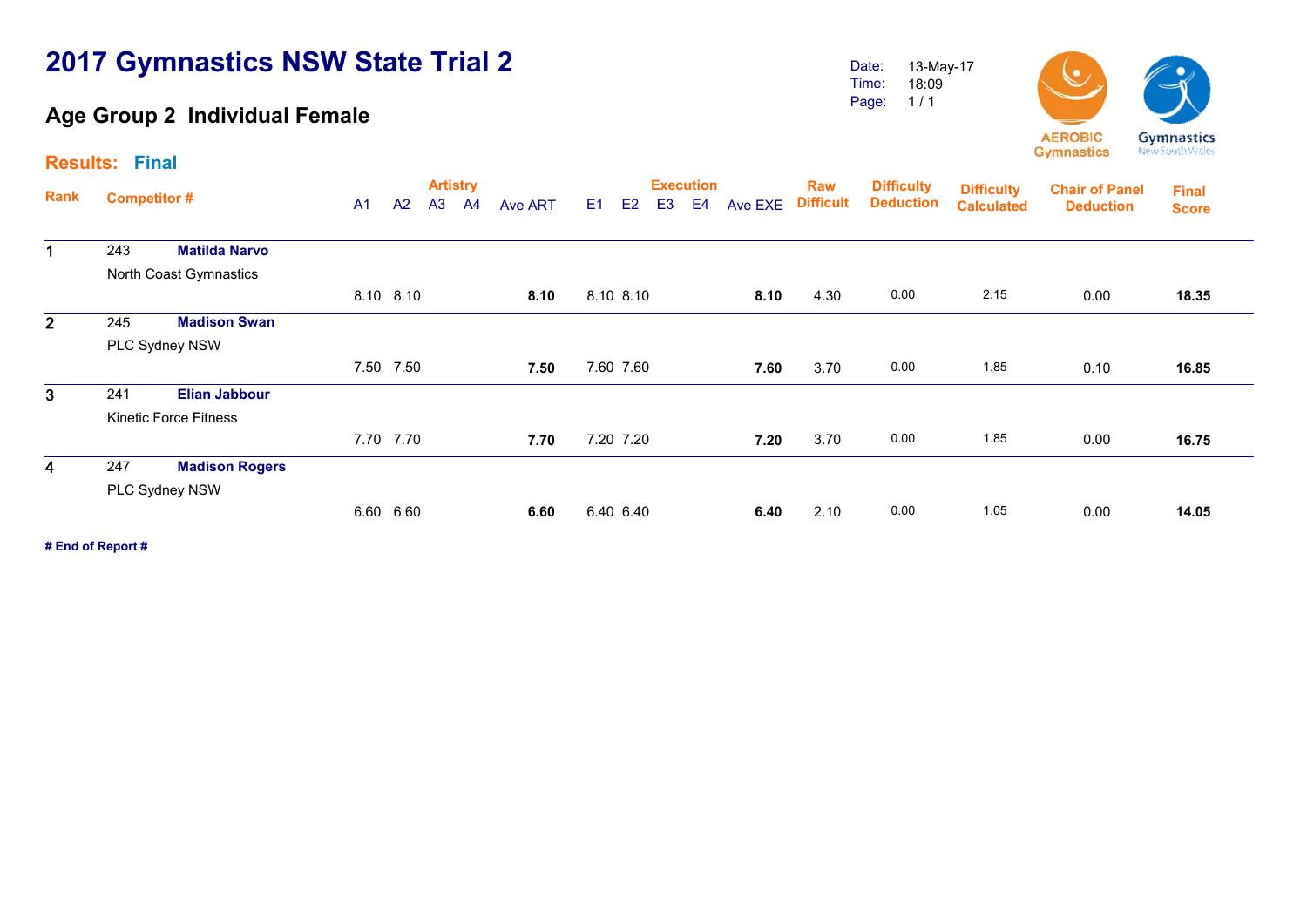# 2017 Gymnastics NSW State Trial 2

## Age Group 2 Individual Female

Date: 13-May-17
Time: 18:09

**Results: Final**

| Rank | Competitor # | | A1 | A2 | A3 | A4 | Ave ART | E1 | E2 | E3 | E4 | Ave EXE | Raw Difficult | Difficulty Deduction | Difficulty Calculated | Chair of Panel Deduction | Final Score |
|---|---|---|---|---|---|---|---|---|---|---|---|---|---|---|---|---|---|
| 1 | 243 | **Matilda Narvo** | | | | | | | | | | | | | | | |
| | North Coast Gymnastics | | 8.10 | 8.10 | | | **8.10** | 8.10 | 8.10 | | | **8.10** | 4.30 | 0.00 | 2.15 | 0.00 | **18.35** |
| 2 | 245 | **Madison Swan** | | | | | | | | | | | | | | | |
| | PLC Sydney NSW | | 7.50 | 7.50 | | | **7.50** | 7.60 | 7.60 | | | **7.60** | 3.70 | 0.00 | 1.85 | 0.10 | **16.85** |
| 3 | 241 | **Elian Jabbour** | | | | | | | | | | | | | | | |
| | Kinetic Force Fitness | | 7.70 | 7.70 | | | **7.70** | 7.20 | 7.20 | | | **7.20** | 3.70 | 0.00 | 1.85 | 0.00 | **16.75** |
| 4 | 247 | **Madison Rogers** | | | | | | | | | | | | | | | |
| | PLC Sydney NSW | | 6.60 | 6.60 | | | **6.60** | 6.40 | 6.40 | | | **6.40** | 2.10 | 0.00 | 1.05 | 0.00 | **14.05** |

**# End of Report #**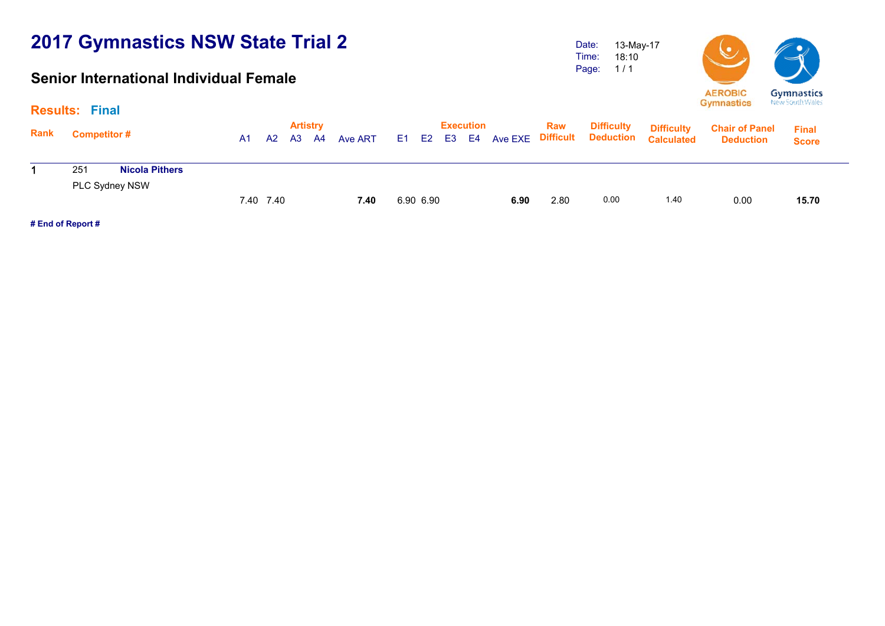# 2017 Gymnastics NSW State Trial 2

## Senior International Individual Female

Date: 13-May-17
Time: 18:10
Page: 1 / 1

AEROBIC Gymnastics

Gymnastics New South Wales

**Results: Final**

| Rank | Competitor # | | Artistry | | | | | Execution | | | | | Raw Difficult | Difficulty Deduction | Difficulty Calculated | Chair of Panel Deduction | Final Score |
|---|---|---|---|---|---|---|---|---|---|---|---|---|---|---|---|---|---|
| | | | A1 | A2 | A3 | A4 | Ave ART | E1 | E2 | E3 | E4 | Ave EXE | | | | | |
| 1 | 251 | **Nicola Pithers** PLC Sydney NSW | 7.40 | 7.40 | | | **7.40** | 6.90 | 6.90 | | | **6.90** | 2.80 | 0.00 | 1.40 | 0.00 | **15.70** |

**# End of Report #**